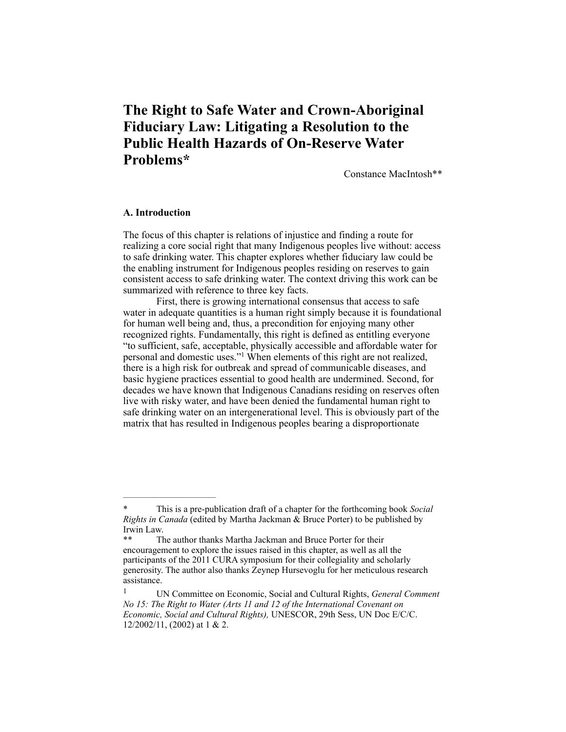# The Right to Safe Water and Crown-Aboriginal Fiduciary Law: Litigating a Resolution to the Public Health Hazards of On-Reserve Water Problems*

Constance MacIntosh**

## A. Introduction

The focus of this chapter is relations of injustice and finding a route for realizing a core social right that many Indigenous peoples live without: access to safe drinking water. This chapter explores whether fiduciary law could be the enabling instrument for Indigenous peoples residing on reserves to gain consistent access to safe drinking water. The context driving this work can be summarized with reference to three key facts.

First, there is growing international consensus that access to safe water in adequate quantities is a human right simply because it is foundational for human well being and, thus, a precondition for enjoying many other recognized rights. Fundamentally, this right is defined as entitling everyone "to sufficient, safe, acceptable, physically accessible and affordable water for personal and domestic uses."[1] When elements of this right are not realized, there is a high risk for outbreak and spread of communicable diseases, and basic hygiene practices essential to good health are undermined. Second, for decades we have known that Indigenous Canadians residing on reserves often live with risky water, and have been denied the fundamental human right to safe drinking water on an intergenerational level. This is obviously part of the matrix that has resulted in Indigenous peoples bearing a disproportionate

---

\* This is a pre-publication draft of a chapter for the forthcoming book *Social Rights in Canada* (edited by Martha Jackman & Bruce Porter) to be published by Irwin Law.

\** The author thanks Martha Jackman and Bruce Porter for their encouragement to explore the issues raised in this chapter, as well as all the participants of the 2011 CURA symposium for their collegiality and scholarly generosity. The author also thanks Zeynep Hursevoglu for her meticulous research assistance.

[1] UN Committee on Economic, Social and Cultural Rights, *General Comment No 15: The Right to Water (Arts 11 and 12 of the International Covenant on Economic, Social and Cultural Rights),* UNESCOR, 29th Sess, UN Doc E/C/C. 12/2002/11, (2002) at 1 & 2.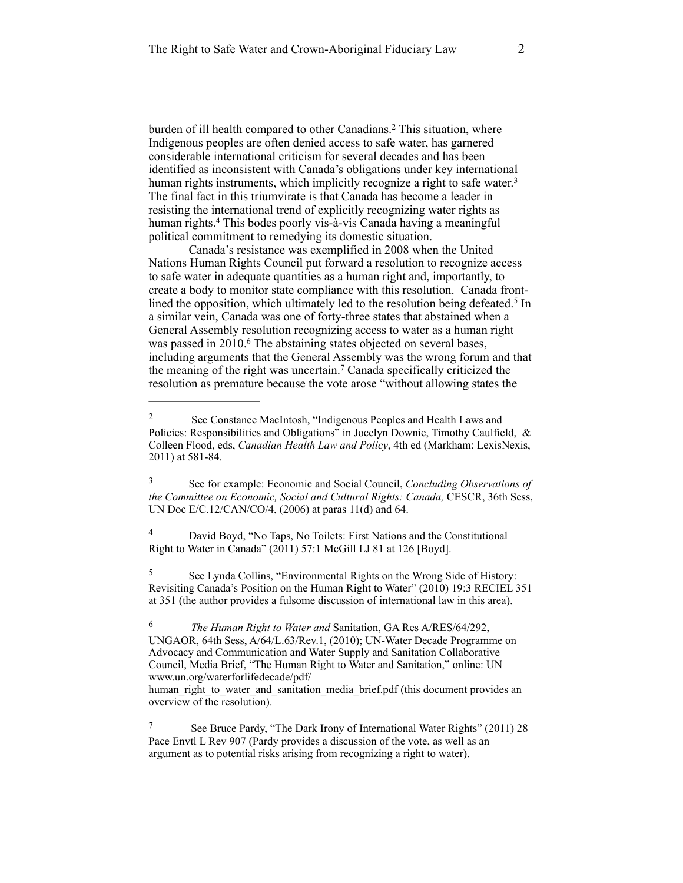burden of ill health compared to other Canadians.[2] This situation, where Indigenous peoples are often denied access to safe water, has garnered considerable international criticism for several decades and has been identified as inconsistent with Canada's obligations under key international human rights instruments, which implicitly recognize a right to safe water.[3] The final fact in this triumvirate is that Canada has become a leader in resisting the international trend of explicitly recognizing water rights as human rights.[4] This bodes poorly vis-à-vis Canada having a meaningful political commitment to remedying its domestic situation.

Canada's resistance was exemplified in 2008 when the United Nations Human Rights Council put forward a resolution to recognize access to safe water in adequate quantities as a human right and, importantly, to create a body to monitor state compliance with this resolution. Canada front-lined the opposition, which ultimately led to the resolution being defeated.[5] In a similar vein, Canada was one of forty-three states that abstained when a General Assembly resolution recognizing access to water as a human right was passed in 2010.[6] The abstaining states objected on several bases, including arguments that the General Assembly was the wrong forum and that the meaning of the right was uncertain.[7] Canada specifically criticized the resolution as premature because the vote arose "without allowing states the

---

[2] See Constance MacIntosh, "Indigenous Peoples and Health Laws and Policies: Responsibilities and Obligations" in Jocelyn Downie, Timothy Caulfield, & Colleen Flood, eds, *Canadian Health Law and Policy*, 4th ed (Markham: LexisNexis, 2011) at 581-84.

[3] See for example: Economic and Social Council, *Concluding Observations of the Committee on Economic, Social and Cultural Rights: Canada,* CESCR, 36th Sess, UN Doc E/C.12/CAN/CO/4, (2006) at paras 11(d) and 64.

[4] David Boyd, "No Taps, No Toilets: First Nations and the Constitutional Right to Water in Canada" (2011) 57:1 McGill LJ 81 at 126 [Boyd].

[5] See Lynda Collins, "Environmental Rights on the Wrong Side of History: Revisiting Canada's Position on the Human Right to Water" (2010) 19:3 RECIEL 351 at 351 (the author provides a fulsome discussion of international law in this area).

[6] *The Human Right to Water and* Sanitation, GA Res A/RES/64/292, UNGAOR, 64th Sess, A/64/L.63/Rev.1, (2010); UN-Water Decade Programme on Advocacy and Communication and Water Supply and Sanitation Collaborative Council, Media Brief, "The Human Right to Water and Sanitation," online: UN www.un.org/waterforlifedecade/pdf/human_right_to_water_and_sanitation_media_brief.pdf (this document provides an overview of the resolution).

[7] See Bruce Pardy, "The Dark Irony of International Water Rights" (2011) 28 Pace Envtl L Rev 907 (Pardy provides a discussion of the vote, as well as an argument as to potential risks arising from recognizing a right to water).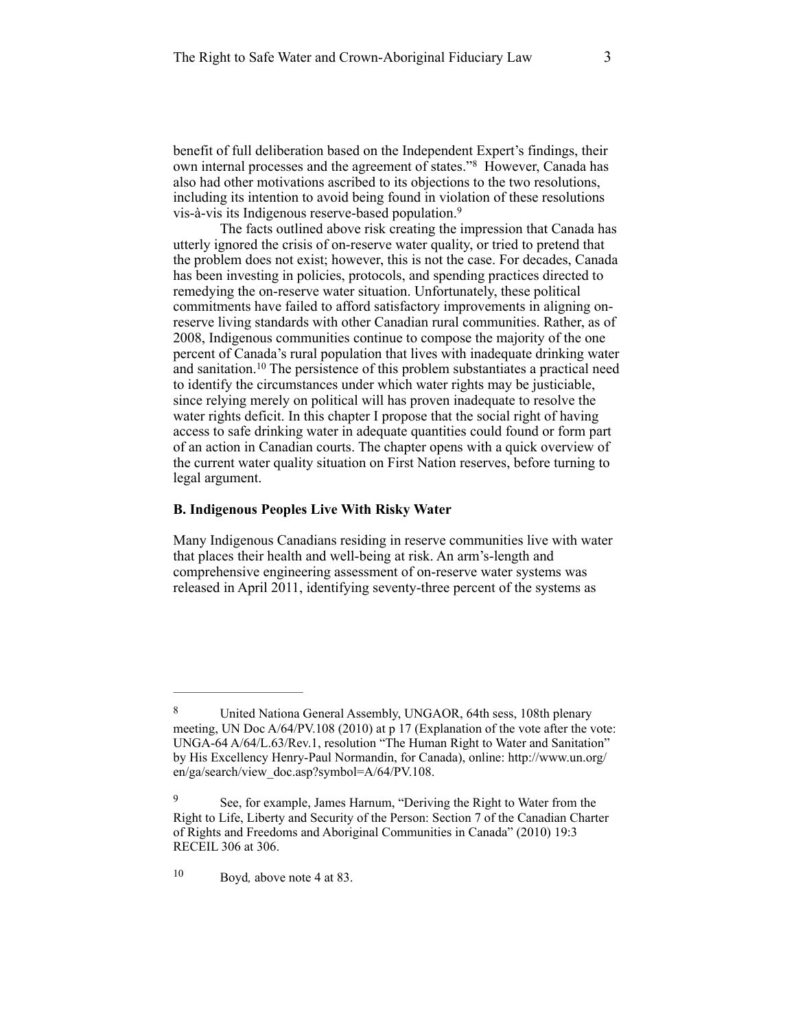benefit of full deliberation based on the Independent Expert's findings, their own internal processes and the agreement of states."[8] However, Canada has also had other motivations ascribed to its objections to the two resolutions, including its intention to avoid being found in violation of these resolutions vis-à-vis its Indigenous reserve-based population.[9]

The facts outlined above risk creating the impression that Canada has utterly ignored the crisis of on-reserve water quality, or tried to pretend that the problem does not exist; however, this is not the case. For decades, Canada has been investing in policies, protocols, and spending practices directed to remedying the on-reserve water situation. Unfortunately, these political commitments have failed to afford satisfactory improvements in aligning on-reserve living standards with other Canadian rural communities. Rather, as of 2008, Indigenous communities continue to compose the majority of the one percent of Canada's rural population that lives with inadequate drinking water and sanitation.[10] The persistence of this problem substantiates a practical need to identify the circumstances under which water rights may be justiciable, since relying merely on political will has proven inadequate to resolve the water rights deficit. In this chapter I propose that the social right of having access to safe drinking water in adequate quantities could found or form part of an action in Canadian courts. The chapter opens with a quick overview of the current water quality situation on First Nation reserves, before turning to legal argument.

### B. Indigenous Peoples Live With Risky Water

Many Indigenous Canadians residing in reserve communities live with water that places their health and well-being at risk. An arm's-length and comprehensive engineering assessment of on-reserve water systems was released in April 2011, identifying seventy-three percent of the systems as

---

[8] United Nationa General Assembly, UNGAOR, 64th sess, 108th plenary meeting, UN Doc A/64/PV.108 (2010) at p 17 (Explanation of the vote after the vote: UNGA-64 A/64/L.63/Rev.1, resolution "The Human Right to Water and Sanitation" by His Excellency Henry-Paul Normandin, for Canada), online: http://www.un.org/en/ga/search/view_doc.asp?symbol=A/64/PV.108.

[9] See, for example, James Harnum, "Deriving the Right to Water from the Right to Life, Liberty and Security of the Person: Section 7 of the Canadian Charter of Rights and Freedoms and Aboriginal Communities in Canada" (2010) 19:3 RECEIL 306 at 306.

[10] Boyd, above note 4 at 83.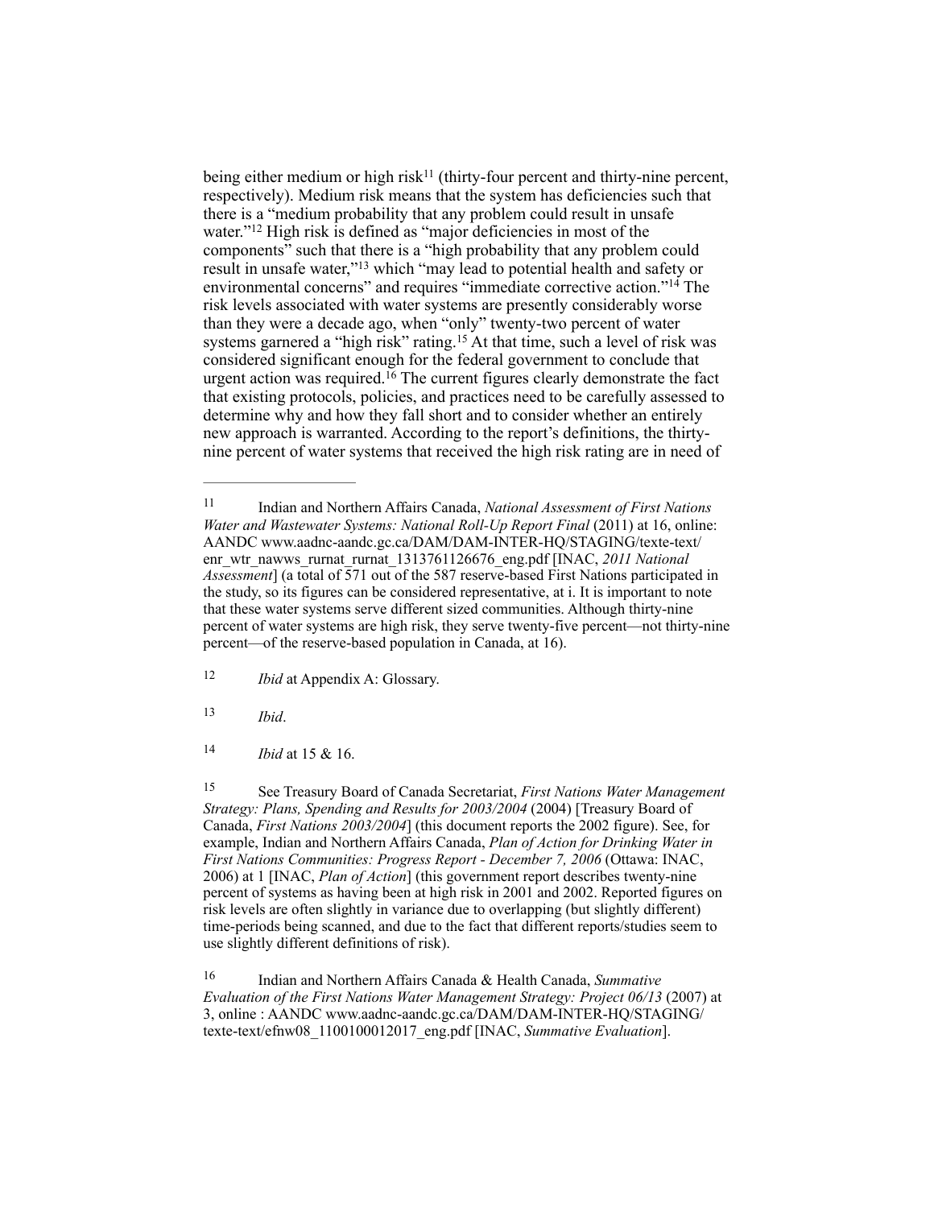being either medium or high risk[11] (thirty-four percent and thirty-nine percent, respectively). Medium risk means that the system has deficiencies such that there is a "medium probability that any problem could result in unsafe water."[12] High risk is defined as "major deficiencies in most of the components" such that there is a "high probability that any problem could result in unsafe water,"[13] which "may lead to potential health and safety or environmental concerns" and requires "immediate corrective action."[14] The risk levels associated with water systems are presently considerably worse than they were a decade ago, when "only" twenty-two percent of water systems garnered a "high risk" rating.[15] At that time, such a level of risk was considered significant enough for the federal government to conclude that urgent action was required.[16] The current figures clearly demonstrate the fact that existing protocols, policies, and practices need to be carefully assessed to determine why and how they fall short and to consider whether an entirely new approach is warranted. According to the report's definitions, the thirty-nine percent of water systems that received the high risk rating are in need of

---

[11] Indian and Northern Affairs Canada, *National Assessment of First Nations Water and Wastewater Systems: National Roll-Up Report Final* (2011) at 16, online: AANDC www.aadnc-aandc.gc.ca/DAM/DAM-INTER-HQ/STAGING/texte-text/enr_wtr_nawws_rurnat_rurnat_1313761126676_eng.pdf [INAC, *2011 National Assessment*] (a total of 571 out of the 587 reserve-based First Nations participated in the study, so its figures can be considered representative, at i. It is important to note that these water systems serve different sized communities. Although thirty-nine percent of water systems are high risk, they serve twenty-five percent—not thirty-nine percent—of the reserve-based population in Canada, at 16).

[12] *Ibid* at Appendix A: Glossary.

[13] *Ibid*.

[14] *Ibid* at 15 & 16.

[15] See Treasury Board of Canada Secretariat, *First Nations Water Management Strategy: Plans, Spending and Results for 2003/2004* (2004) [Treasury Board of Canada, *First Nations 2003/2004*] (this document reports the 2002 figure). See, for example, Indian and Northern Affairs Canada, *Plan of Action for Drinking Water in First Nations Communities: Progress Report - December 7, 2006* (Ottawa: INAC, 2006) at 1 [INAC, *Plan of Action*] (this government report describes twenty-nine percent of systems as having been at high risk in 2001 and 2002. Reported figures on risk levels are often slightly in variance due to overlapping (but slightly different) time-periods being scanned, and due to the fact that different reports/studies seem to use slightly different definitions of risk).

[16] Indian and Northern Affairs Canada & Health Canada, *Summative Evaluation of the First Nations Water Management Strategy: Project 06/13* (2007) at 3, online : AANDC www.aadnc-aandc.gc.ca/DAM/DAM-INTER-HQ/STAGING/texte-text/efnw08_1100100012017_eng.pdf [INAC, *Summative Evaluation*].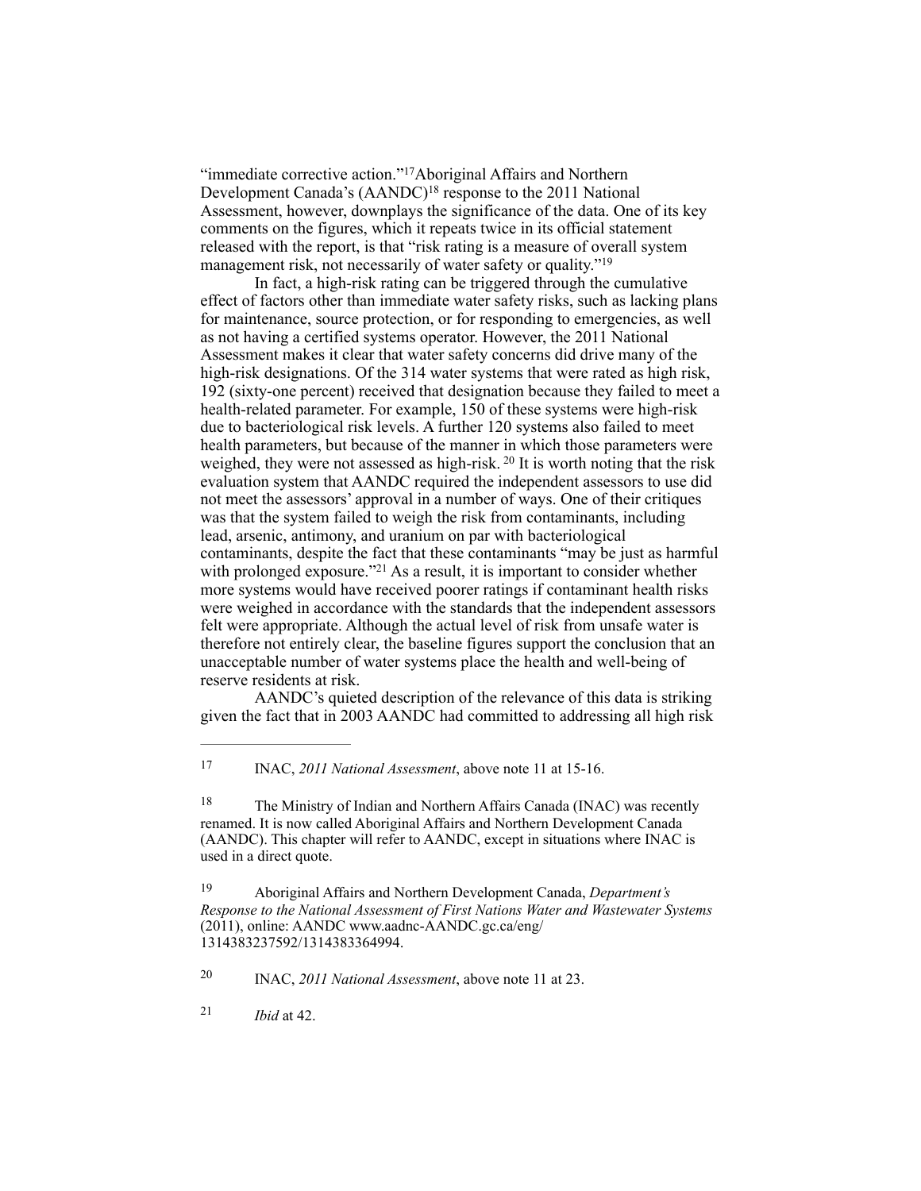"immediate corrective action."[17] Aboriginal Affairs and Northern Development Canada's (AANDC)[18] response to the 2011 National Assessment, however, downplays the significance of the data. One of its key comments on the figures, which it repeats twice in its official statement released with the report, is that "risk rating is a measure of overall system management risk, not necessarily of water safety or quality."[19]

In fact, a high-risk rating can be triggered through the cumulative effect of factors other than immediate water safety risks, such as lacking plans for maintenance, source protection, or for responding to emergencies, as well as not having a certified systems operator. However, the 2011 National Assessment makes it clear that water safety concerns did drive many of the high-risk designations. Of the 314 water systems that were rated as high risk, 192 (sixty-one percent) received that designation because they failed to meet a health-related parameter. For example, 150 of these systems were high-risk due to bacteriological risk levels. A further 120 systems also failed to meet health parameters, but because of the manner in which those parameters were weighed, they were not assessed as high-risk. [20] It is worth noting that the risk evaluation system that AANDC required the independent assessors to use did not meet the assessors' approval in a number of ways. One of their critiques was that the system failed to weigh the risk from contaminants, including lead, arsenic, antimony, and uranium on par with bacteriological contaminants, despite the fact that these contaminants "may be just as harmful with prolonged exposure."[21] As a result, it is important to consider whether more systems would have received poorer ratings if contaminant health risks were weighed in accordance with the standards that the independent assessors felt were appropriate. Although the actual level of risk from unsafe water is therefore not entirely clear, the baseline figures support the conclusion that an unacceptable number of water systems place the health and well-being of reserve residents at risk.

AANDC's quieted description of the relevance of this data is striking given the fact that in 2003 AANDC had committed to addressing all high risk

---

[17] INAC, *2011 National Assessment*, above note 11 at 15-16.

[18] The Ministry of Indian and Northern Affairs Canada (INAC) was recently renamed. It is now called Aboriginal Affairs and Northern Development Canada (AANDC). This chapter will refer to AANDC, except in situations where INAC is used in a direct quote.

[19] Aboriginal Affairs and Northern Development Canada, *Department's Response to the National Assessment of First Nations Water and Wastewater Systems* (2011), online: AANDC www.aadnc-AANDC.gc.ca/eng/1314383237592/1314383364994.

[20] INAC, *2011 National Assessment*, above note 11 at 23.

[21] *Ibid* at 42.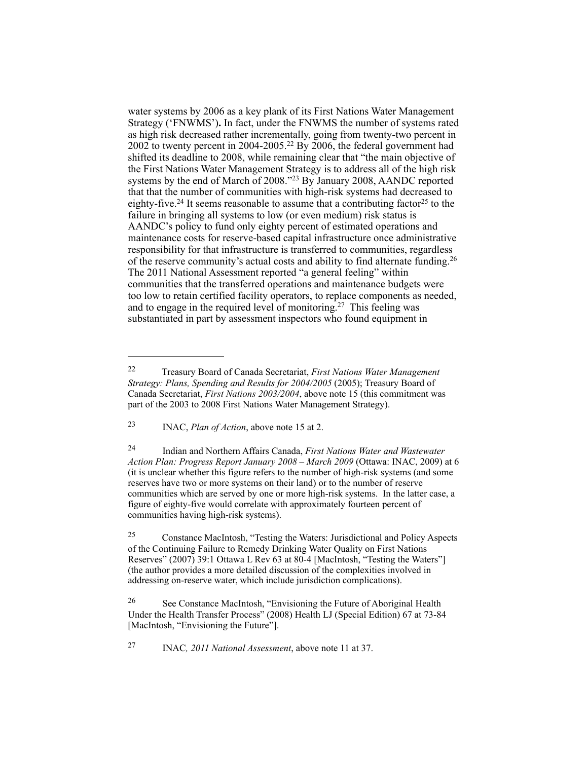water systems by 2006 as a key plank of its First Nations Water Management Strategy ('FNWMS')**.** In fact, under the FNWMS the number of systems rated as high risk decreased rather incrementally, going from twenty-two percent in 2002 to twenty percent in 2004-2005.[22] By 2006, the federal government had shifted its deadline to 2008, while remaining clear that "the main objective of the First Nations Water Management Strategy is to address all of the high risk systems by the end of March of 2008."[23] By January 2008, AANDC reported that that the number of communities with high-risk systems had decreased to eighty-five.[24] It seems reasonable to assume that a contributing factor[25] to the failure in bringing all systems to low (or even medium) risk status is AANDC's policy to fund only eighty percent of estimated operations and maintenance costs for reserve-based capital infrastructure once administrative responsibility for that infrastructure is transferred to communities, regardless of the reserve community's actual costs and ability to find alternate funding.[26] The 2011 National Assessment reported "a general feeling" within communities that the transferred operations and maintenance budgets were too low to retain certified facility operators, to replace components as needed, and to engage in the required level of monitoring.[27] This feeling was substantiated in part by assessment inspectors who found equipment in

---

22 Treasury Board of Canada Secretariat, *First Nations Water Management Strategy: Plans, Spending and Results for 2004/2005* (2005); Treasury Board of Canada Secretariat, *First Nations 2003/2004*, above note 15 (this commitment was part of the 2003 to 2008 First Nations Water Management Strategy).

23 INAC, *Plan of Action*, above note 15 at 2.

24 Indian and Northern Affairs Canada, *First Nations Water and Wastewater Action Plan: Progress Report January 2008 – March 2009* (Ottawa: INAC, 2009) at 6 (it is unclear whether this figure refers to the number of high-risk systems (and some reserves have two or more systems on their land) or to the number of reserve communities which are served by one or more high-risk systems. In the latter case, a figure of eighty-five would correlate with approximately fourteen percent of communities having high-risk systems).

25 Constance MacIntosh, "Testing the Waters: Jurisdictional and Policy Aspects of the Continuing Failure to Remedy Drinking Water Quality on First Nations Reserves" (2007) 39:1 Ottawa L Rev 63 at 80-4 [MacIntosh, "Testing the Waters"] (the author provides a more detailed discussion of the complexities involved in addressing on-reserve water, which include jurisdiction complications).

26 See Constance MacIntosh, "Envisioning the Future of Aboriginal Health Under the Health Transfer Process" (2008) Health LJ (Special Edition) 67 at 73-84 [MacIntosh, "Envisioning the Future"].

27 INAC*, 2011 National Assessment*, above note 11 at 37.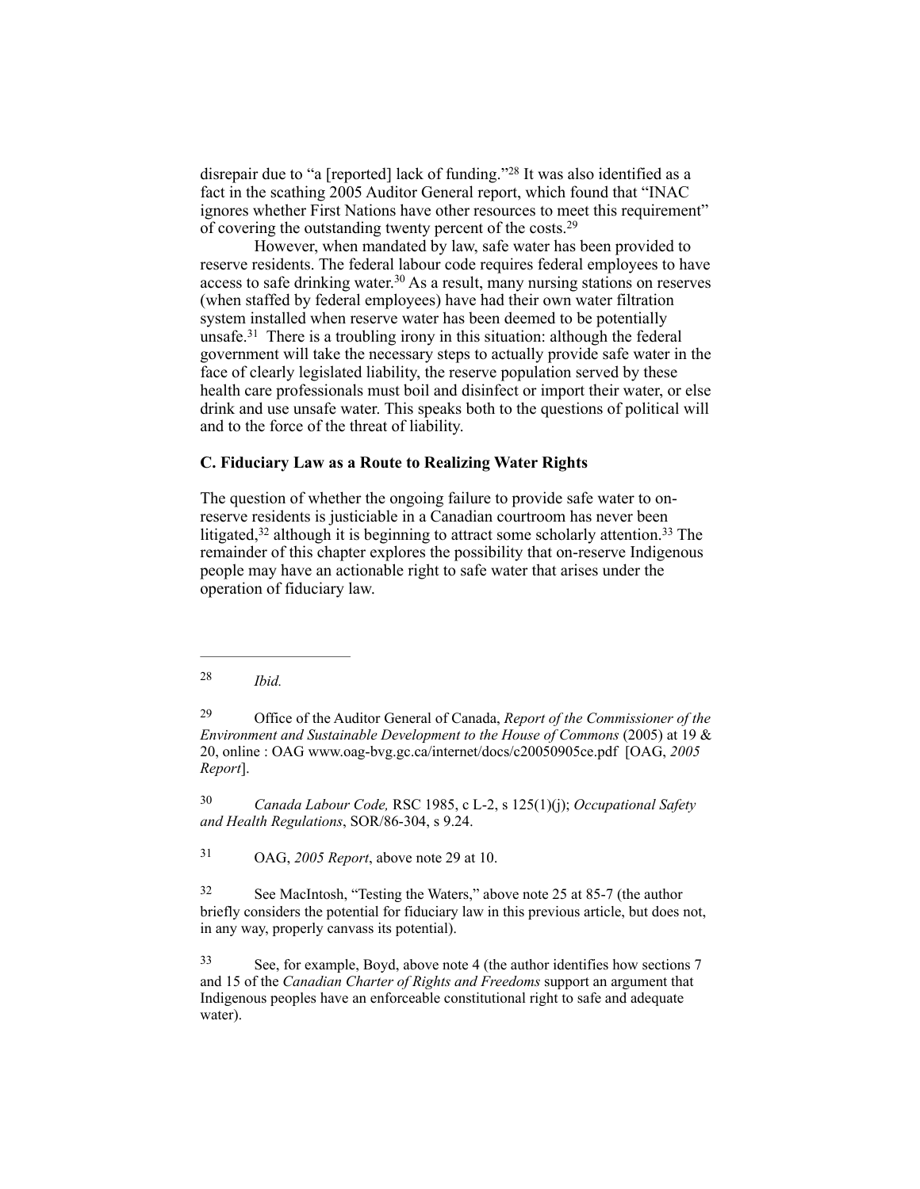disrepair due to "a [reported] lack of funding."[28] It was also identified as a fact in the scathing 2005 Auditor General report, which found that "INAC ignores whether First Nations have other resources to meet this requirement" of covering the outstanding twenty percent of the costs.[29]

However, when mandated by law, safe water has been provided to reserve residents. The federal labour code requires federal employees to have access to safe drinking water.[30] As a result, many nursing stations on reserves (when staffed by federal employees) have had their own water filtration system installed when reserve water has been deemed to be potentially unsafe.[31] There is a troubling irony in this situation: although the federal government will take the necessary steps to actually provide safe water in the face of clearly legislated liability, the reserve population served by these health care professionals must boil and disinfect or import their water, or else drink and use unsafe water. This speaks both to the questions of political will and to the force of the threat of liability.

### C. Fiduciary Law as a Route to Realizing Water Rights

The question of whether the ongoing failure to provide safe water to on-reserve residents is justiciable in a Canadian courtroom has never been litigated,[32] although it is beginning to attract some scholarly attention.[33] The remainder of this chapter explores the possibility that on-reserve Indigenous people may have an actionable right to safe water that arises under the operation of fiduciary law.

---

[28] *Ibid.*

[29] Office of the Auditor General of Canada, *Report of the Commissioner of the Environment and Sustainable Development to the House of Commons* (2005) at 19 & 20, online : OAG www.oag-bvg.gc.ca/internet/docs/c20050905ce.pdf [OAG, *2005 Report*].

[30] *Canada Labour Code,* RSC 1985, c L-2, s 125(1)(j); *Occupational Safety and Health Regulations*, SOR/86-304, s 9.24.

[31] OAG, *2005 Report*, above note 29 at 10.

[32] See MacIntosh, "Testing the Waters," above note 25 at 85-7 (the author briefly considers the potential for fiduciary law in this previous article, but does not, in any way, properly canvass its potential).

[33] See, for example, Boyd, above note 4 (the author identifies how sections 7 and 15 of the *Canadian Charter of Rights and Freedoms* support an argument that Indigenous peoples have an enforceable constitutional right to safe and adequate water).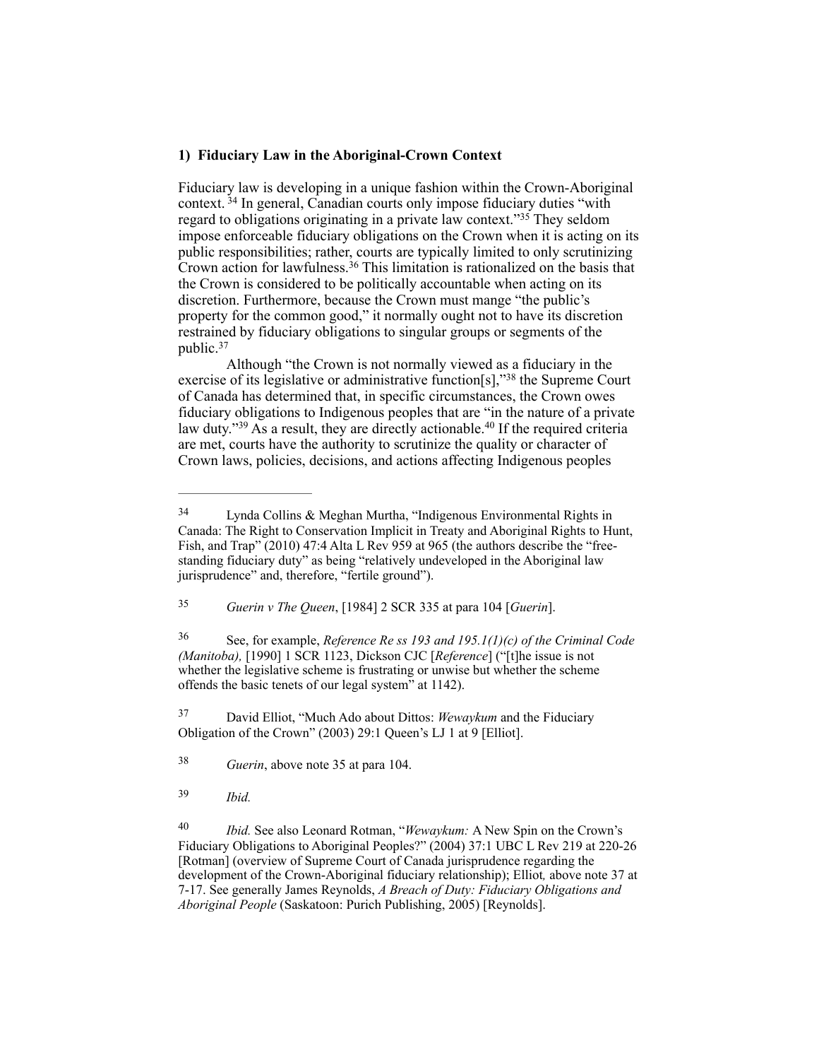### 1) Fiduciary Law in the Aboriginal-Crown Context

Fiduciary law is developing in a unique fashion within the Crown-Aboriginal context. [34] In general, Canadian courts only impose fiduciary duties "with regard to obligations originating in a private law context."[35] They seldom impose enforceable fiduciary obligations on the Crown when it is acting on its public responsibilities; rather, courts are typically limited to only scrutinizing Crown action for lawfulness.[36] This limitation is rationalized on the basis that the Crown is considered to be politically accountable when acting on its discretion. Furthermore, because the Crown must mange "the public's property for the common good," it normally ought not to have its discretion restrained by fiduciary obligations to singular groups or segments of the public.[37]

Although "the Crown is not normally viewed as a fiduciary in the exercise of its legislative or administrative function[s],"[38] the Supreme Court of Canada has determined that, in specific circumstances, the Crown owes fiduciary obligations to Indigenous peoples that are "in the nature of a private law duty."[39] As a result, they are directly actionable.[40] If the required criteria are met, courts have the authority to scrutinize the quality or character of Crown laws, policies, decisions, and actions affecting Indigenous peoples

---

[34] Lynda Collins & Meghan Murtha, "Indigenous Environmental Rights in Canada: The Right to Conservation Implicit in Treaty and Aboriginal Rights to Hunt, Fish, and Trap" (2010) 47:4 Alta L Rev 959 at 965 (the authors describe the "free-standing fiduciary duty" as being "relatively undeveloped in the Aboriginal law jurisprudence" and, therefore, "fertile ground").

[35] *Guerin v The Queen*, [1984] 2 SCR 335 at para 104 [*Guerin*].

[36] See, for example, *Reference Re ss 193 and 195.1(1)(c) of the Criminal Code (Manitoba),* [1990] 1 SCR 1123, Dickson CJC [*Reference*] ("[t]he issue is not whether the legislative scheme is frustrating or unwise but whether the scheme offends the basic tenets of our legal system" at 1142).

[37] David Elliot, "Much Ado about Dittos: *Wewaykum* and the Fiduciary Obligation of the Crown" (2003) 29:1 Queen's LJ 1 at 9 [Elliot].

[38] *Guerin*, above note 35 at para 104.

[39] *Ibid.*

[40] *Ibid.* See also Leonard Rotman, "*Wewaykum:* A New Spin on the Crown's Fiduciary Obligations to Aboriginal Peoples?" (2004) 37:1 UBC L Rev 219 at 220-26 [Rotman] (overview of Supreme Court of Canada jurisprudence regarding the development of the Crown-Aboriginal fiduciary relationship); Elliot*,* above note 37 at 7-17. See generally James Reynolds, *A Breach of Duty: Fiduciary Obligations and Aboriginal People* (Saskatoon: Purich Publishing, 2005) [Reynolds].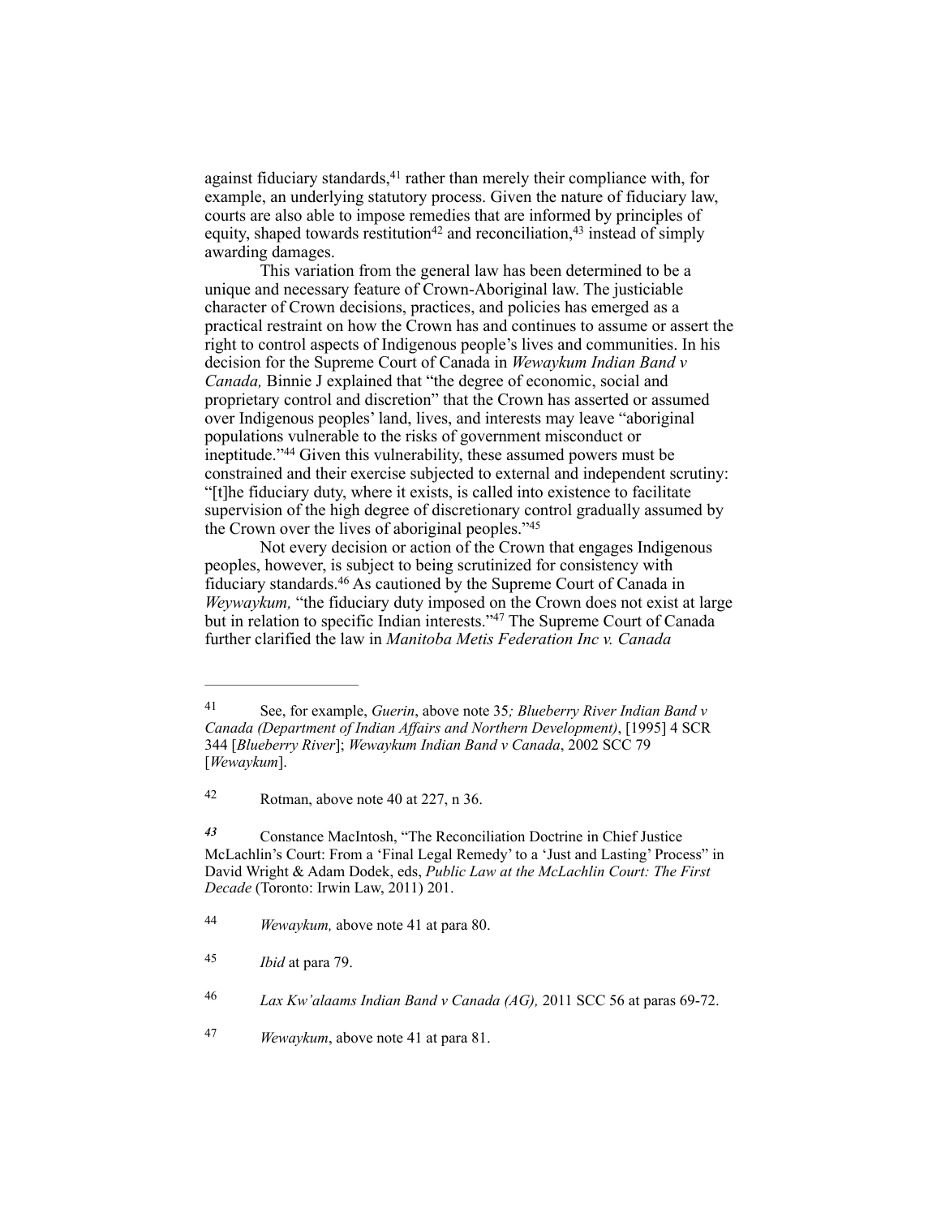against fiduciary standards,[41] rather than merely their compliance with, for example, an underlying statutory process. Given the nature of fiduciary law, courts are also able to impose remedies that are informed by principles of equity, shaped towards restitution[42] and reconciliation,[43] instead of simply awarding damages.

This variation from the general law has been determined to be a unique and necessary feature of Crown-Aboriginal law. The justiciable character of Crown decisions, practices, and policies has emerged as a practical restraint on how the Crown has and continues to assume or assert the right to control aspects of Indigenous people's lives and communities. In his decision for the Supreme Court of Canada in *Wewaykum Indian Band v Canada,* Binnie J explained that "the degree of economic, social and proprietary control and discretion" that the Crown has asserted or assumed over Indigenous peoples' land, lives, and interests may leave "aboriginal populations vulnerable to the risks of government misconduct or ineptitude."[44] Given this vulnerability, these assumed powers must be constrained and their exercise subjected to external and independent scrutiny: "[t]he fiduciary duty, where it exists, is called into existence to facilitate supervision of the high degree of discretionary control gradually assumed by the Crown over the lives of aboriginal peoples."[45]

Not every decision or action of the Crown that engages Indigenous peoples, however, is subject to being scrutinized for consistency with fiduciary standards.[46] As cautioned by the Supreme Court of Canada in *Weywaykum,* "the fiduciary duty imposed on the Crown does not exist at large but in relation to specific Indian interests."[47] The Supreme Court of Canada further clarified the law in *Manitoba Metis Federation Inc v. Canada*

---

41 See, for example, *Guerin*, above note 35*; Blueberry River Indian Band v Canada (Department of Indian Affairs and Northern Development)*, [1995] 4 SCR 344 [*Blueberry River*]; *Wewaykum Indian Band v Canada*, 2002 SCC 79 [*Wewaykum*].

42 Rotman, above note 40 at 227, n 36.

43 Constance MacIntosh, "The Reconciliation Doctrine in Chief Justice McLachlin's Court: From a 'Final Legal Remedy' to a 'Just and Lasting' Process" in David Wright & Adam Dodek, eds, *Public Law at the McLachlin Court: The First Decade* (Toronto: Irwin Law, 2011) 201.

44 *Wewaykum,* above note 41 at para 80.

45 *Ibid* at para 79.

46 *Lax Kw'alaams Indian Band v Canada (AG),* 2011 SCC 56 at paras 69-72.

47 *Wewaykum*, above note 41 at para 81.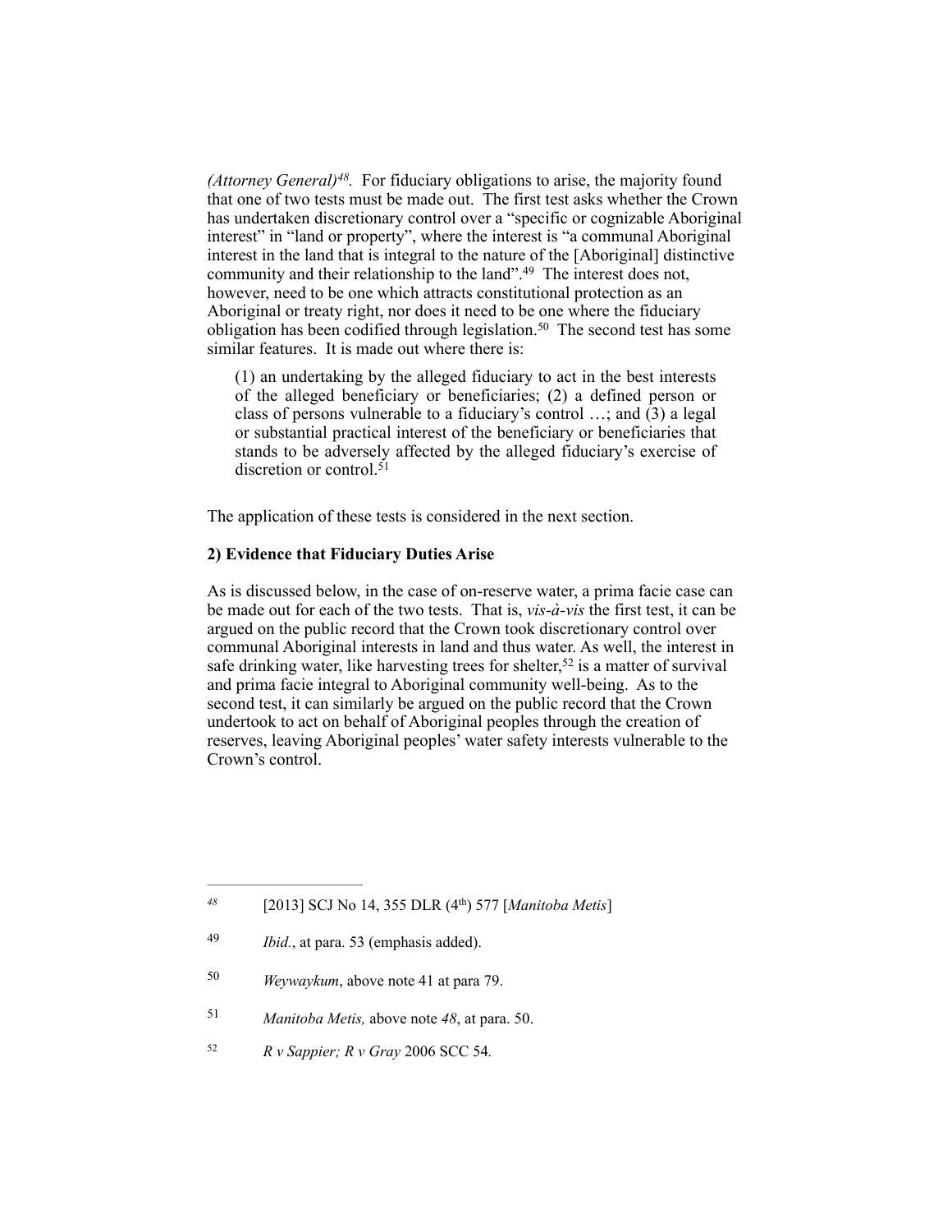*(Attorney General)*[48]. For fiduciary obligations to arise, the majority found that one of two tests must be made out. The first test asks whether the Crown has undertaken discretionary control over a "specific or cognizable Aboriginal interest" in "land or property", where the interest is "a communal Aboriginal interest in the land that is integral to the nature of the [Aboriginal] distinctive community and their relationship to the land".[49] The interest does not, however, need to be one which attracts constitutional protection as an Aboriginal or treaty right, nor does it need to be one where the fiduciary obligation has been codified through legislation.[50] The second test has some similar features. It is made out where there is:

> (1) an undertaking by the alleged fiduciary to act in the best interests of the alleged beneficiary or beneficiaries; (2) a defined person or class of persons vulnerable to a fiduciary's control …; and (3) a legal or substantial practical interest of the beneficiary or beneficiaries that stands to be adversely affected by the alleged fiduciary's exercise of discretion or control.[51]

The application of these tests is considered in the next section.

**2) Evidence that Fiduciary Duties Arise**

As is discussed below, in the case of on-reserve water, a prima facie case can be made out for each of the two tests. That is, *vis-à-vis* the first test, it can be argued on the public record that the Crown took discretionary control over communal Aboriginal interests in land and thus water. As well, the interest in safe drinking water, like harvesting trees for shelter,[52] is a matter of survival and prima facie integral to Aboriginal community well-being. As to the second test, it can similarly be argued on the public record that the Crown undertook to act on behalf of Aboriginal peoples through the creation of reserves, leaving Aboriginal peoples' water safety interests vulnerable to the Crown's control.

---

*48* [2013] SCJ No 14, 355 DLR (4th) 577 [*Manitoba Metis*]

49 *Ibid.*, at para. 53 (emphasis added).

50 *Weywaykum*, above note 41 at para 79.

51 *Manitoba Metis,* above note *48*, at para. 50.

52 *R v Sappier; R v Gray* 2006 SCC 54.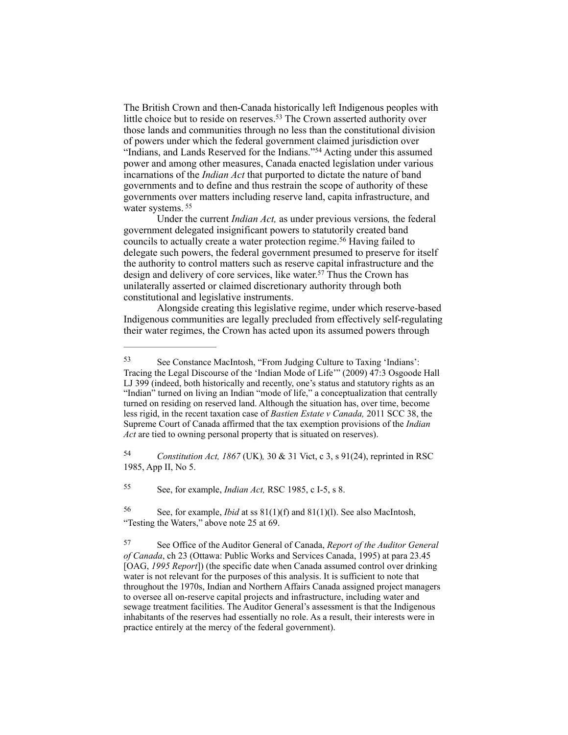The British Crown and then-Canada historically left Indigenous peoples with little choice but to reside on reserves.[53] The Crown asserted authority over those lands and communities through no less than the constitutional division of powers under which the federal government claimed jurisdiction over "Indians, and Lands Reserved for the Indians."[54] Acting under this assumed power and among other measures, Canada enacted legislation under various incarnations of the *Indian Act* that purported to dictate the nature of band governments and to define and thus restrain the scope of authority of these governments over matters including reserve land, capita infrastructure, and water systems.[55]

Under the current *Indian Act,* as under previous versions*,* the federal government delegated insignificant powers to statutorily created band councils to actually create a water protection regime.[56] Having failed to delegate such powers, the federal government presumed to preserve for itself the authority to control matters such as reserve capital infrastructure and the design and delivery of core services, like water.[57] Thus the Crown has unilaterally asserted or claimed discretionary authority through both constitutional and legislative instruments.

Alongside creating this legislative regime, under which reserve-based Indigenous communities are legally precluded from effectively self-regulating their water regimes, the Crown has acted upon its assumed powers through

---

[53] See Constance MacIntosh, "From Judging Culture to Taxing 'Indians': Tracing the Legal Discourse of the 'Indian Mode of Life'" (2009) 47:3 Osgoode Hall LJ 399 (indeed, both historically and recently, one's status and statutory rights as an "Indian" turned on living an Indian "mode of life," a conceptualization that centrally turned on residing on reserved land. Although the situation has, over time, become less rigid, in the recent taxation case of *Bastien Estate v Canada,* 2011 SCC 38, the Supreme Court of Canada affirmed that the tax exemption provisions of the *Indian Act* are tied to owning personal property that is situated on reserves).

[54] *Constitution Act, 1867* (UK)*,* 30 & 31 Vict, c 3, s 91(24), reprinted in RSC 1985, App II, No 5.

[55] See, for example, *Indian Act,* RSC 1985, c I-5, s 8.

[56] See, for example, *Ibid* at ss 81(1)(f) and 81(1)(l). See also MacIntosh, "Testing the Waters," above note 25 at 69.

[57] See Office of the Auditor General of Canada, *Report of the Auditor General of Canada*, ch 23 (Ottawa: Public Works and Services Canada, 1995) at para 23.45 [OAG, *1995 Report*]) (the specific date when Canada assumed control over drinking water is not relevant for the purposes of this analysis. It is sufficient to note that throughout the 1970s, Indian and Northern Affairs Canada assigned project managers to oversee all on-reserve capital projects and infrastructure, including water and sewage treatment facilities. The Auditor General's assessment is that the Indigenous inhabitants of the reserves had essentially no role. As a result, their interests were in practice entirely at the mercy of the federal government).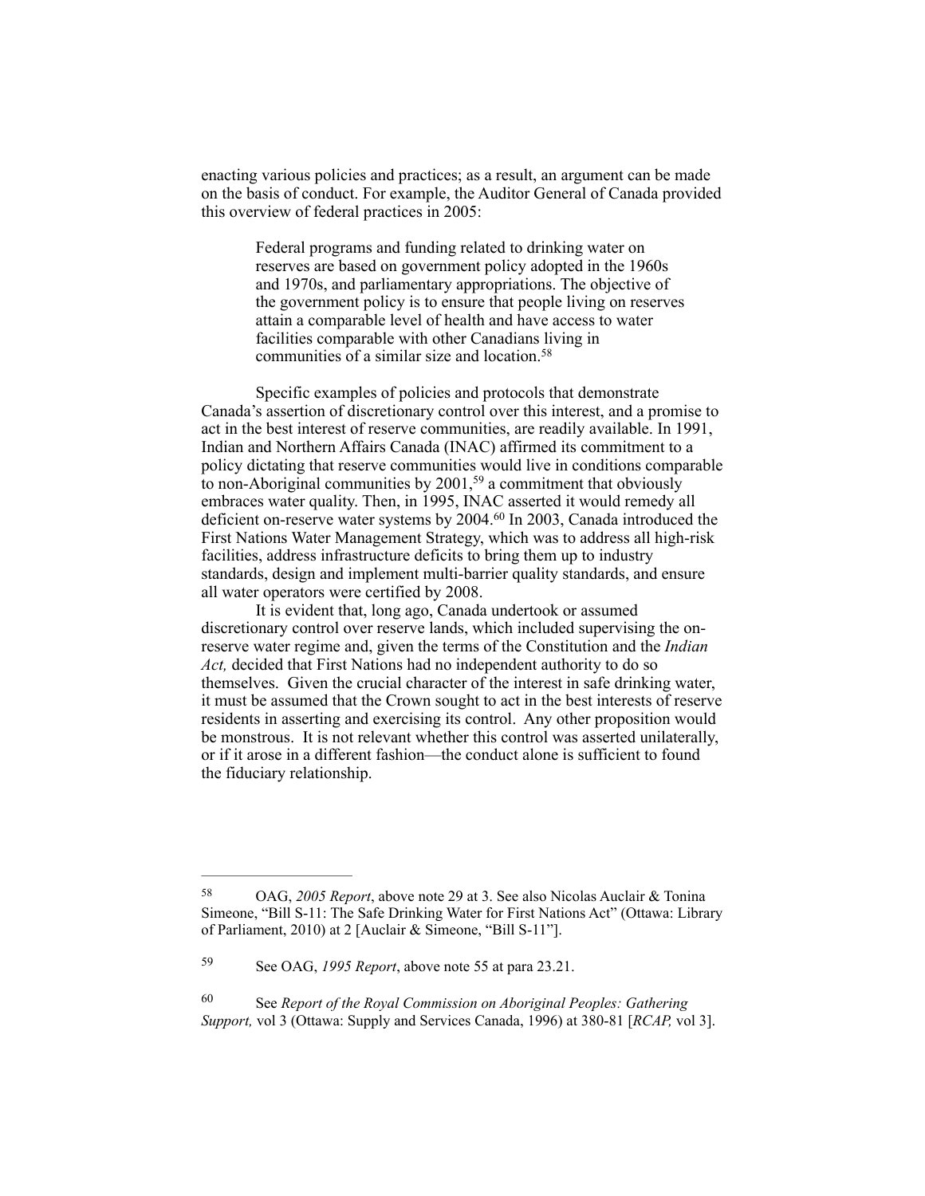enacting various policies and practices; as a result, an argument can be made on the basis of conduct. For example, the Auditor General of Canada provided this overview of federal practices in 2005:

> Federal programs and funding related to drinking water on reserves are based on government policy adopted in the 1960s and 1970s, and parliamentary appropriations. The objective of the government policy is to ensure that people living on reserves attain a comparable level of health and have access to water facilities comparable with other Canadians living in communities of a similar size and location.[58]

Specific examples of policies and protocols that demonstrate Canada's assertion of discretionary control over this interest, and a promise to act in the best interest of reserve communities, are readily available. In 1991, Indian and Northern Affairs Canada (INAC) affirmed its commitment to a policy dictating that reserve communities would live in conditions comparable to non-Aboriginal communities by 2001,[59] a commitment that obviously embraces water quality. Then, in 1995, INAC asserted it would remedy all deficient on-reserve water systems by 2004.[60] In 2003, Canada introduced the First Nations Water Management Strategy, which was to address all high-risk facilities, address infrastructure deficits to bring them up to industry standards, design and implement multi-barrier quality standards, and ensure all water operators were certified by 2008.

It is evident that, long ago, Canada undertook or assumed discretionary control over reserve lands, which included supervising the on-reserve water regime and, given the terms of the Constitution and the *Indian Act,* decided that First Nations had no independent authority to do so themselves. Given the crucial character of the interest in safe drinking water, it must be assumed that the Crown sought to act in the best interests of reserve residents in asserting and exercising its control. Any other proposition would be monstrous. It is not relevant whether this control was asserted unilaterally, or if it arose in a different fashion—the conduct alone is sufficient to found the fiduciary relationship.

---

[58] OAG, *2005 Report*, above note 29 at 3. See also Nicolas Auclair & Tonina Simeone, "Bill S-11: The Safe Drinking Water for First Nations Act" (Ottawa: Library of Parliament, 2010) at 2 [Auclair & Simeone, "Bill S-11"].

[59] See OAG, *1995 Report*, above note 55 at para 23.21.

[60] See *Report of the Royal Commission on Aboriginal Peoples: Gathering Support,* vol 3 (Ottawa: Supply and Services Canada, 1996) at 380-81 [*RCAP,* vol 3].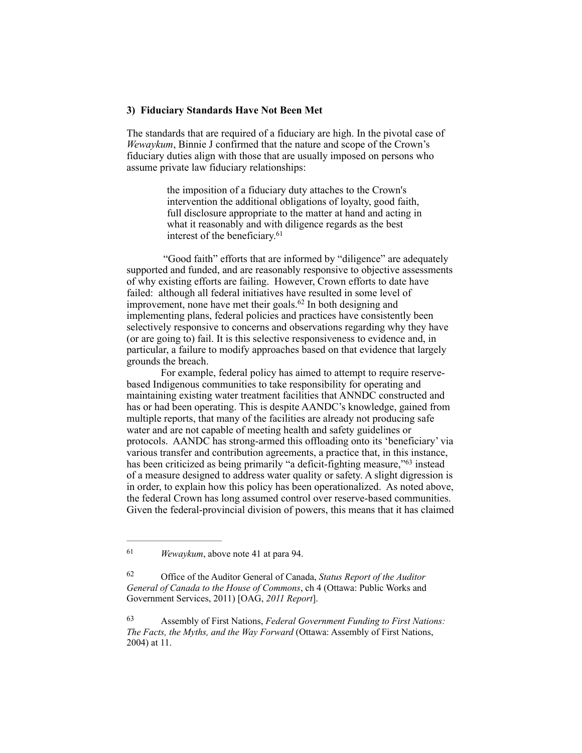### 3) Fiduciary Standards Have Not Been Met

The standards that are required of a fiduciary are high. In the pivotal case of *Wewaykum*, Binnie J confirmed that the nature and scope of the Crown's fiduciary duties align with those that are usually imposed on persons who assume private law fiduciary relationships:

> the imposition of a fiduciary duty attaches to the Crown's intervention the additional obligations of loyalty, good faith, full disclosure appropriate to the matter at hand and acting in what it reasonably and with diligence regards as the best interest of the beneficiary.[61]

"Good faith" efforts that are informed by "diligence" are adequately supported and funded, and are reasonably responsive to objective assessments of why existing efforts are failing. However, Crown efforts to date have failed: although all federal initiatives have resulted in some level of improvement, none have met their goals.[62] In both designing and implementing plans, federal policies and practices have consistently been selectively responsive to concerns and observations regarding why they have (or are going to) fail. It is this selective responsiveness to evidence and, in particular, a failure to modify approaches based on that evidence that largely grounds the breach.

For example, federal policy has aimed to attempt to require reserve-based Indigenous communities to take responsibility for operating and maintaining existing water treatment facilities that ANNDC constructed and has or had been operating. This is despite AANDC's knowledge, gained from multiple reports, that many of the facilities are already not producing safe water and are not capable of meeting health and safety guidelines or protocols. AANDC has strong-armed this offloading onto its 'beneficiary' via various transfer and contribution agreements, a practice that, in this instance, has been criticized as being primarily "a deficit-fighting measure,"[63] instead of a measure designed to address water quality or safety. A slight digression is in order, to explain how this policy has been operationalized. As noted above, the federal Crown has long assumed control over reserve-based communities. Given the federal-provincial division of powers, this means that it has claimed

---

[61] *Wewaykum*, above note 41 at para 94.

[62] Office of the Auditor General of Canada, *Status Report of the Auditor General of Canada to the House of Commons*, ch 4 (Ottawa: Public Works and Government Services, 2011) [OAG, *2011 Report*].

[63] Assembly of First Nations, *Federal Government Funding to First Nations: The Facts, the Myths, and the Way Forward* (Ottawa: Assembly of First Nations, 2004) at 11.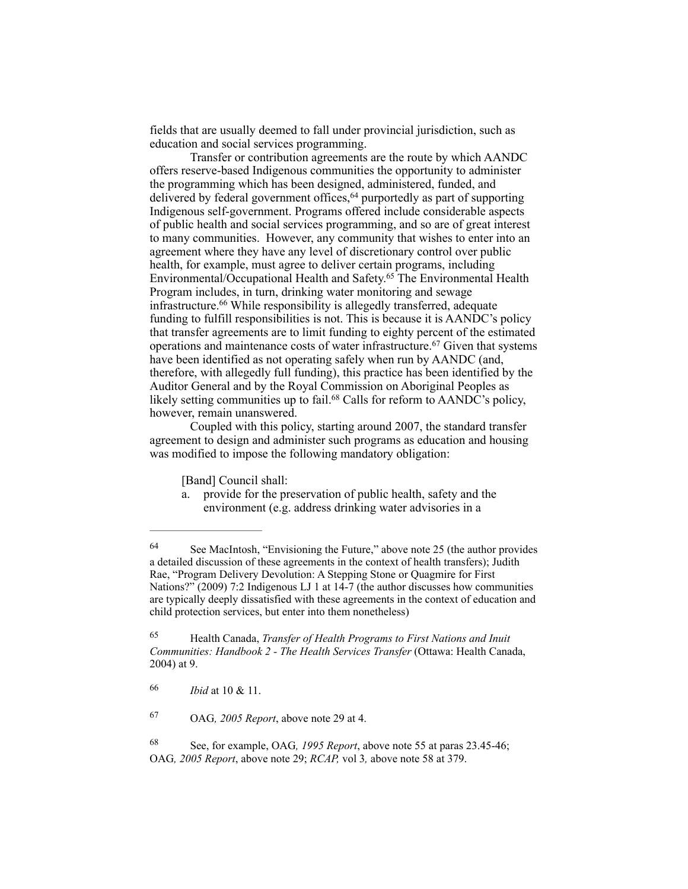fields that are usually deemed to fall under provincial jurisdiction, such as education and social services programming.

Transfer or contribution agreements are the route by which AANDC offers reserve-based Indigenous communities the opportunity to administer the programming which has been designed, administered, funded, and delivered by federal government offices,[64] purportedly as part of supporting Indigenous self-government. Programs offered include considerable aspects of public health and social services programming, and so are of great interest to many communities. However, any community that wishes to enter into an agreement where they have any level of discretionary control over public health, for example, must agree to deliver certain programs, including Environmental/Occupational Health and Safety.[65] The Environmental Health Program includes, in turn, drinking water monitoring and sewage infrastructure.[66] While responsibility is allegedly transferred, adequate funding to fulfill responsibilities is not. This is because it is AANDC's policy that transfer agreements are to limit funding to eighty percent of the estimated operations and maintenance costs of water infrastructure.[67] Given that systems have been identified as not operating safely when run by AANDC (and, therefore, with allegedly full funding), this practice has been identified by the Auditor General and by the Royal Commission on Aboriginal Peoples as likely setting communities up to fail.[68] Calls for reform to AANDC's policy, however, remain unanswered.

Coupled with this policy, starting around 2007, the standard transfer agreement to design and administer such programs as education and housing was modified to impose the following mandatory obligation:

> [Band] Council shall:
>
> a. provide for the preservation of public health, safety and the environment (e.g. address drinking water advisories in a

---

[64] See MacIntosh, "Envisioning the Future," above note 25 (the author provides a detailed discussion of these agreements in the context of health transfers); Judith Rae, "Program Delivery Devolution: A Stepping Stone or Quagmire for First Nations?" (2009) 7:2 Indigenous LJ 1 at 14-7 (the author discusses how communities are typically deeply dissatisfied with these agreements in the context of education and child protection services, but enter into them nonetheless)

[65] Health Canada, *Transfer of Health Programs to First Nations and Inuit Communities: Handbook 2 - The Health Services Transfer* (Ottawa: Health Canada, 2004) at 9.

[66] *Ibid* at 10 & 11.

[67] OAG*, 2005 Report*, above note 29 at 4.

[68] See, for example, OAG*, 1995 Report*, above note 55 at paras 23.45-46; OAG*, 2005 Report*, above note 29; *RCAP,* vol 3*,* above note 58 at 379.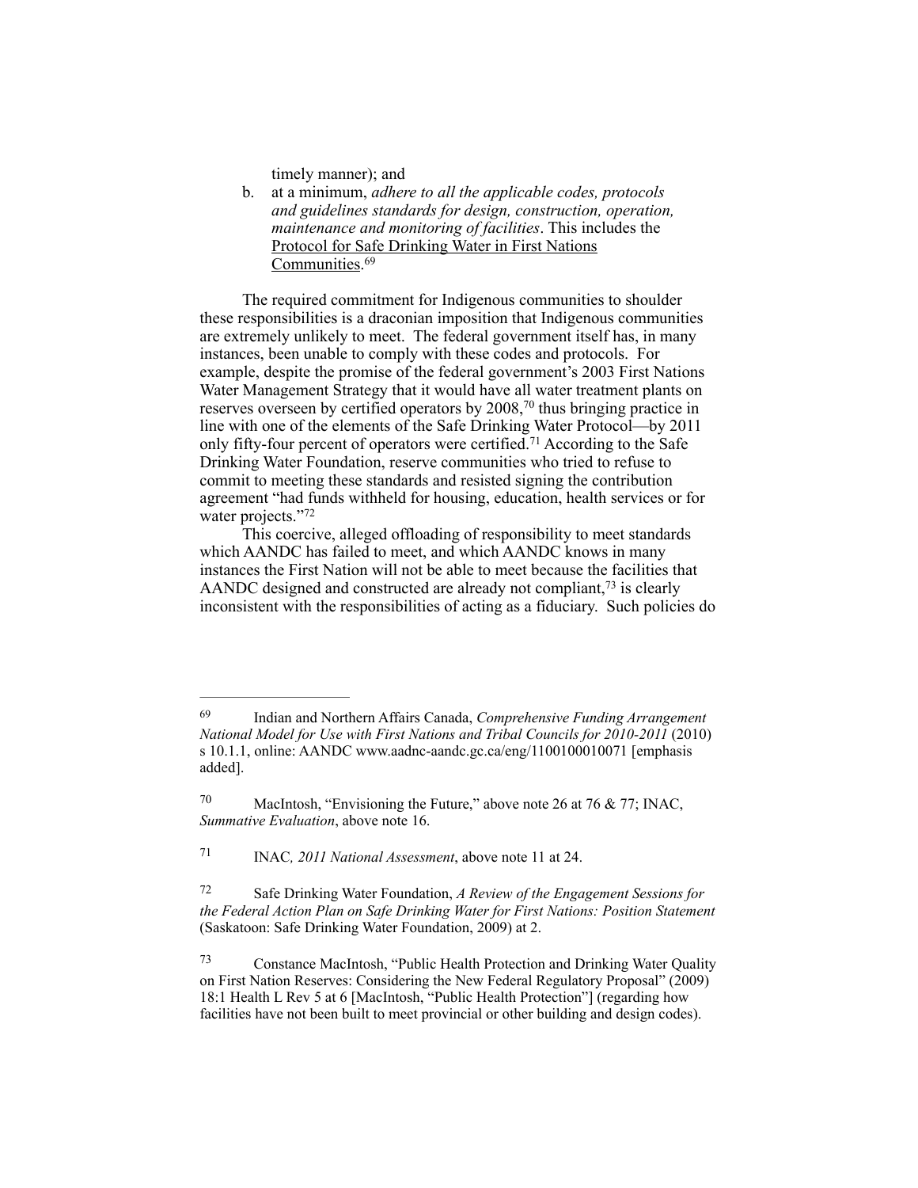timely manner); and

b. at a minimum, *adhere to all the applicable codes, protocols and guidelines standards for design, construction, operation, maintenance and monitoring of facilities*. This includes the Protocol for Safe Drinking Water in First Nations Communities.[69]

The required commitment for Indigenous communities to shoulder these responsibilities is a draconian imposition that Indigenous communities are extremely unlikely to meet. The federal government itself has, in many instances, been unable to comply with these codes and protocols. For example, despite the promise of the federal government's 2003 First Nations Water Management Strategy that it would have all water treatment plants on reserves overseen by certified operators by 2008,[70] thus bringing practice in line with one of the elements of the Safe Drinking Water Protocol—by 2011 only fifty-four percent of operators were certified.[71] According to the Safe Drinking Water Foundation, reserve communities who tried to refuse to commit to meeting these standards and resisted signing the contribution agreement "had funds withheld for housing, education, health services or for water projects."[72]

This coercive, alleged offloading of responsibility to meet standards which AANDC has failed to meet, and which AANDC knows in many instances the First Nation will not be able to meet because the facilities that AANDC designed and constructed are already not compliant,[73] is clearly inconsistent with the responsibilities of acting as a fiduciary. Such policies do

---

[69] Indian and Northern Affairs Canada, *Comprehensive Funding Arrangement National Model for Use with First Nations and Tribal Councils for 2010-2011* (2010) s 10.1.1, online: AANDC www.aadnc-aandc.gc.ca/eng/1100100010071 [emphasis added].

[70] MacIntosh, "Envisioning the Future," above note 26 at 76 & 77; INAC, *Summative Evaluation*, above note 16.

[71] INAC*, 2011 National Assessment*, above note 11 at 24.

[72] Safe Drinking Water Foundation, *A Review of the Engagement Sessions for the Federal Action Plan on Safe Drinking Water for First Nations: Position Statement* (Saskatoon: Safe Drinking Water Foundation, 2009) at 2.

[73] Constance MacIntosh, "Public Health Protection and Drinking Water Quality on First Nation Reserves: Considering the New Federal Regulatory Proposal" (2009) 18:1 Health L Rev 5 at 6 [MacIntosh, "Public Health Protection"] (regarding how facilities have not been built to meet provincial or other building and design codes).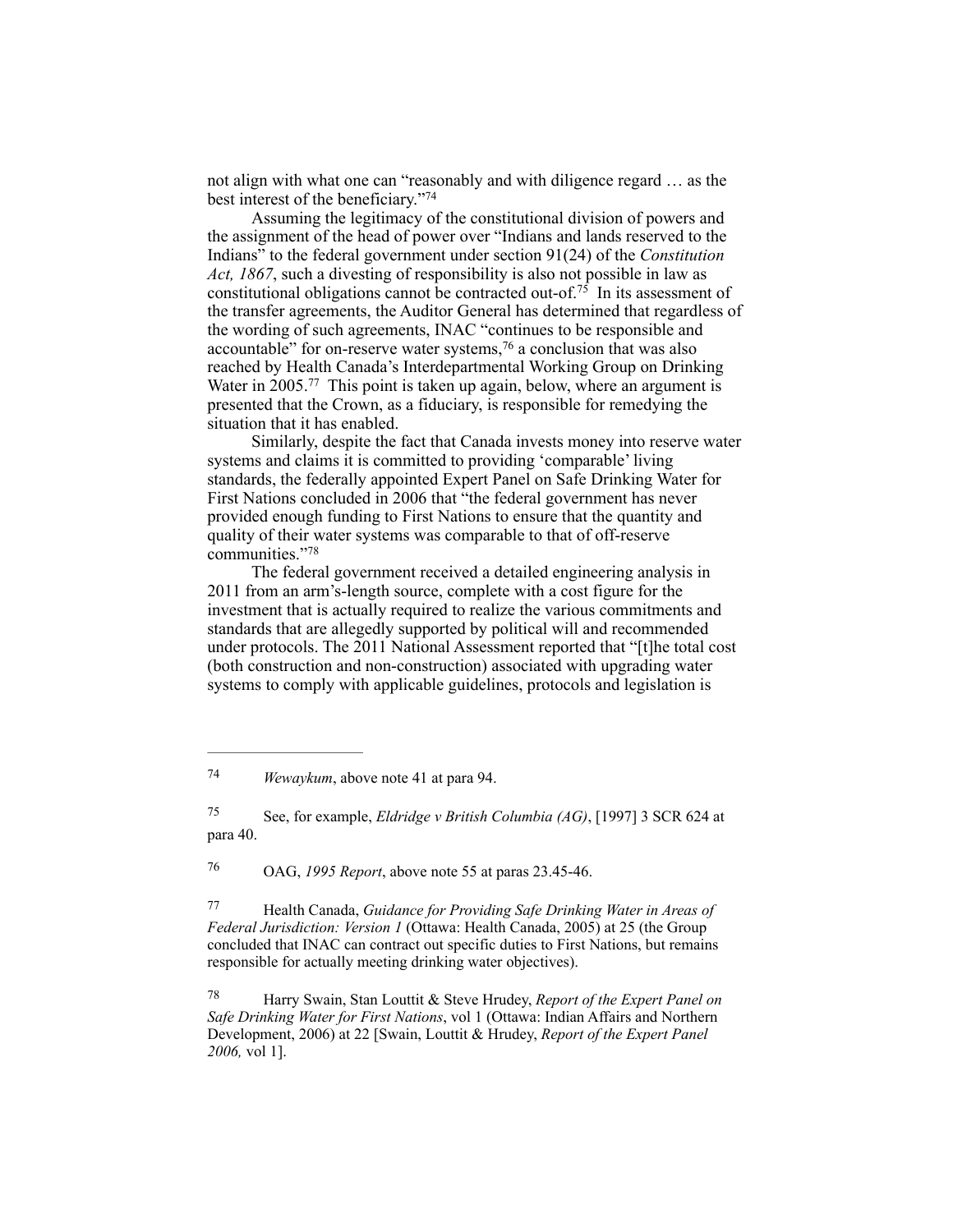not align with what one can "reasonably and with diligence regard … as the best interest of the beneficiary."[74]

Assuming the legitimacy of the constitutional division of powers and the assignment of the head of power over "Indians and lands reserved to the Indians" to the federal government under section 91(24) of the *Constitution Act, 1867*, such a divesting of responsibility is also not possible in law as constitutional obligations cannot be contracted out-of.[75] In its assessment of the transfer agreements, the Auditor General has determined that regardless of the wording of such agreements, INAC "continues to be responsible and accountable" for on-reserve water systems,[76] a conclusion that was also reached by Health Canada's Interdepartmental Working Group on Drinking Water in 2005.[77] This point is taken up again, below, where an argument is presented that the Crown, as a fiduciary, is responsible for remedying the situation that it has enabled.

Similarly, despite the fact that Canada invests money into reserve water systems and claims it is committed to providing 'comparable' living standards, the federally appointed Expert Panel on Safe Drinking Water for First Nations concluded in 2006 that "the federal government has never provided enough funding to First Nations to ensure that the quantity and quality of their water systems was comparable to that of off-reserve communities."[78]

The federal government received a detailed engineering analysis in 2011 from an arm's-length source, complete with a cost figure for the investment that is actually required to realize the various commitments and standards that are allegedly supported by political will and recommended under protocols. The 2011 National Assessment reported that "[t]he total cost (both construction and non-construction) associated with upgrading water systems to comply with applicable guidelines, protocols and legislation is

---

[74] *Wewaykum*, above note 41 at para 94.

[75] See, for example, *Eldridge v British Columbia (AG)*, [1997] 3 SCR 624 at para 40.

[76] OAG, *1995 Report*, above note 55 at paras 23.45-46.

[77] Health Canada, *Guidance for Providing Safe Drinking Water in Areas of Federal Jurisdiction: Version 1* (Ottawa: Health Canada, 2005) at 25 (the Group concluded that INAC can contract out specific duties to First Nations, but remains responsible for actually meeting drinking water objectives).

[78] Harry Swain, Stan Louttit & Steve Hrudey, *Report of the Expert Panel on Safe Drinking Water for First Nations*, vol 1 (Ottawa: Indian Affairs and Northern Development, 2006) at 22 [Swain, Louttit & Hrudey, *Report of the Expert Panel 2006,* vol 1].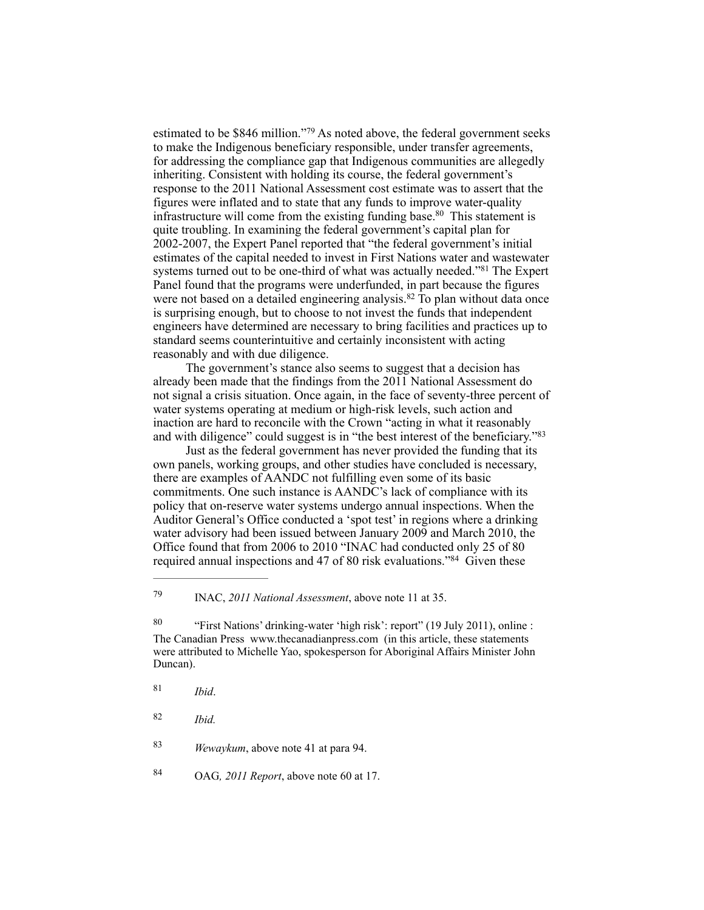estimated to be $846 million."[79] As noted above, the federal government seeks to make the Indigenous beneficiary responsible, under transfer agreements, for addressing the compliance gap that Indigenous communities are allegedly inheriting. Consistent with holding its course, the federal government's response to the 2011 National Assessment cost estimate was to assert that the figures were inflated and to state that any funds to improve water-quality infrastructure will come from the existing funding base.[80] This statement is quite troubling. In examining the federal government's capital plan for 2002-2007, the Expert Panel reported that "the federal government's initial estimates of the capital needed to invest in First Nations water and wastewater systems turned out to be one-third of what was actually needed."[81] The Expert Panel found that the programs were underfunded, in part because the figures were not based on a detailed engineering analysis.[82] To plan without data once is surprising enough, but to choose to not invest the funds that independent engineers have determined are necessary to bring facilities and practices up to standard seems counterintuitive and certainly inconsistent with acting reasonably and with due diligence.

The government's stance also seems to suggest that a decision has already been made that the findings from the 2011 National Assessment do not signal a crisis situation. Once again, in the face of seventy-three percent of water systems operating at medium or high-risk levels, such action and inaction are hard to reconcile with the Crown "acting in what it reasonably and with diligence" could suggest is in "the best interest of the beneficiary."[83]

Just as the federal government has never provided the funding that its own panels, working groups, and other studies have concluded is necessary, there are examples of AANDC not fulfilling even some of its basic commitments. One such instance is AANDC's lack of compliance with its policy that on-reserve water systems undergo annual inspections. When the Auditor General's Office conducted a 'spot test' in regions where a drinking water advisory had been issued between January 2009 and March 2010, the Office found that from 2006 to 2010 "INAC had conducted only 25 of 80 required annual inspections and 47 of 80 risk evaluations."[84] Given these

---

[79] INAC, *2011 National Assessment*, above note 11 at 35.

[80] "First Nations' drinking-water 'high risk': report" (19 July 2011), online : The Canadian Press www.thecanadianpress.com (in this article, these statements were attributed to Michelle Yao, spokesperson for Aboriginal Affairs Minister John Duncan).

[81] *Ibid*.

[82] *Ibid.*

[83] *Wewaykum*, above note 41 at para 94.

[84] OAG*, 2011 Report*, above note 60 at 17.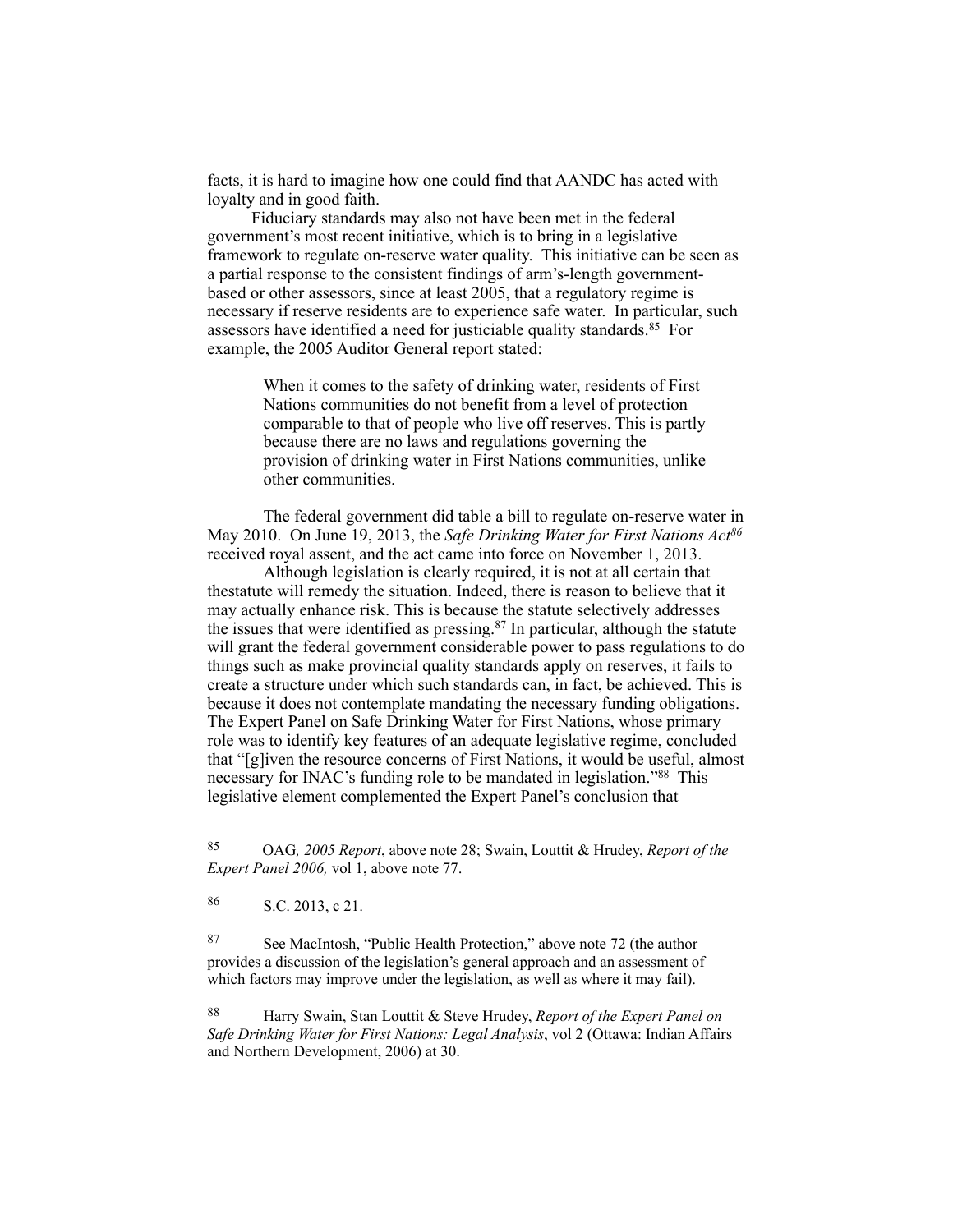facts, it is hard to imagine how one could find that AANDC has acted with loyalty and in good faith.

Fiduciary standards may also not have been met in the federal government's most recent initiative, which is to bring in a legislative framework to regulate on-reserve water quality. This initiative can be seen as a partial response to the consistent findings of arm's-length government-based or other assessors, since at least 2005, that a regulatory regime is necessary if reserve residents are to experience safe water. In particular, such assessors have identified a need for justiciable quality standards.[85] For example, the 2005 Auditor General report stated:

> When it comes to the safety of drinking water, residents of First Nations communities do not benefit from a level of protection comparable to that of people who live off reserves. This is partly because there are no laws and regulations governing the provision of drinking water in First Nations communities, unlike other communities.

The federal government did table a bill to regulate on-reserve water in May 2010. On June 19, 2013, the *Safe Drinking Water for First Nations Act*[86] received royal assent, and the act came into force on November 1, 2013.

Although legislation is clearly required, it is not at all certain that thestatute will remedy the situation. Indeed, there is reason to believe that it may actually enhance risk. This is because the statute selectively addresses the issues that were identified as pressing.[87] In particular, although the statute will grant the federal government considerable power to pass regulations to do things such as make provincial quality standards apply on reserves, it fails to create a structure under which such standards can, in fact, be achieved. This is because it does not contemplate mandating the necessary funding obligations. The Expert Panel on Safe Drinking Water for First Nations, whose primary role was to identify key features of an adequate legislative regime, concluded that "[g]iven the resource concerns of First Nations, it would be useful, almost necessary for INAC's funding role to be mandated in legislation."[88] This legislative element complemented the Expert Panel's conclusion that

---

[85] OAG*, 2005 Report*, above note 28; Swain, Louttit & Hrudey, *Report of the Expert Panel 2006,* vol 1, above note 77.

[86] S.C. 2013, c 21.

[87] See MacIntosh, "Public Health Protection," above note 72 (the author provides a discussion of the legislation's general approach and an assessment of which factors may improve under the legislation, as well as where it may fail).

[88] Harry Swain, Stan Louttit & Steve Hrudey, *Report of the Expert Panel on Safe Drinking Water for First Nations: Legal Analysis*, vol 2 (Ottawa: Indian Affairs and Northern Development, 2006) at 30.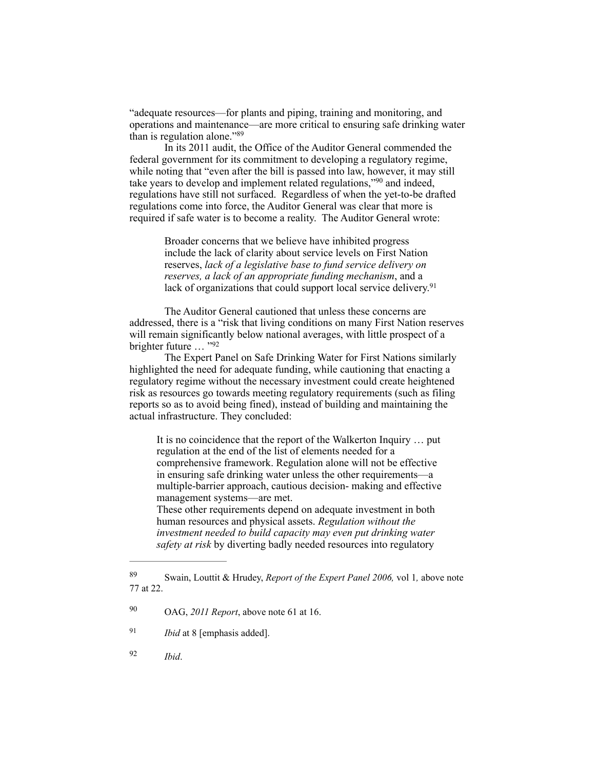"adequate resources—for plants and piping, training and monitoring, and operations and maintenance—are more critical to ensuring safe drinking water than is regulation alone."[89]

In its 2011 audit, the Office of the Auditor General commended the federal government for its commitment to developing a regulatory regime, while noting that "even after the bill is passed into law, however, it may still take years to develop and implement related regulations,"[90] and indeed, regulations have still not surfaced. Regardless of when the yet-to-be drafted regulations come into force, the Auditor General was clear that more is required if safe water is to become a reality. The Auditor General wrote:

> Broader concerns that we believe have inhibited progress include the lack of clarity about service levels on First Nation reserves, *lack of a legislative base to fund service delivery on reserves, a lack of an appropriate funding mechanism*, and a lack of organizations that could support local service delivery.[91]

The Auditor General cautioned that unless these concerns are addressed, there is a "risk that living conditions on many First Nation reserves will remain significantly below national averages, with little prospect of a brighter future … "[92]

The Expert Panel on Safe Drinking Water for First Nations similarly highlighted the need for adequate funding, while cautioning that enacting a regulatory regime without the necessary investment could create heightened risk as resources go towards meeting regulatory requirements (such as filing reports so as to avoid being fined), instead of building and maintaining the actual infrastructure. They concluded:

> It is no coincidence that the report of the Walkerton Inquiry … put regulation at the end of the list of elements needed for a comprehensive framework. Regulation alone will not be effective in ensuring safe drinking water unless the other requirements—a multiple-barrier approach, cautious decision- making and effective management systems—are met.
>
> These other requirements depend on adequate investment in both human resources and physical assets. *Regulation without the investment needed to build capacity may even put drinking water safety at risk* by diverting badly needed resources into regulatory

---

[89] Swain, Louttit & Hrudey, *Report of the Expert Panel 2006,* vol 1*,* above note 77 at 22.

[90] OAG, *2011 Report*, above note 61 at 16.

[91] *Ibid* at 8 [emphasis added].

[92] *Ibid*.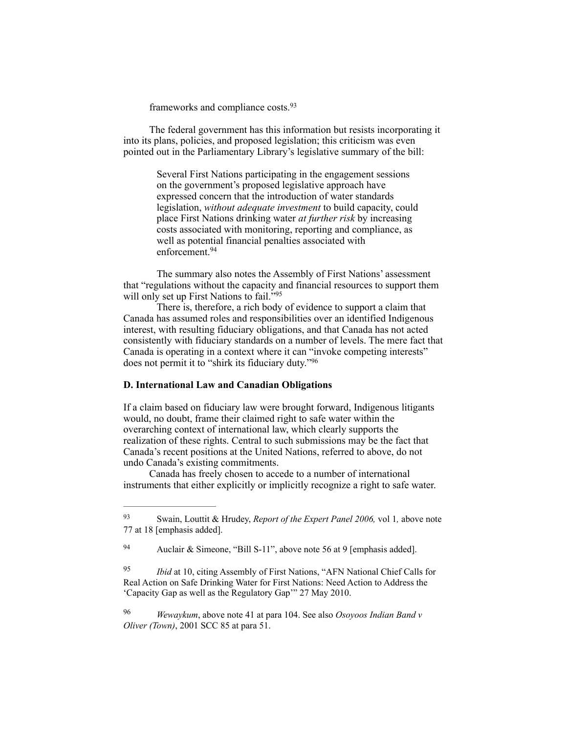frameworks and compliance costs.[93]

The federal government has this information but resists incorporating it into its plans, policies, and proposed legislation; this criticism was even pointed out in the Parliamentary Library's legislative summary of the bill:

> Several First Nations participating in the engagement sessions on the government's proposed legislative approach have expressed concern that the introduction of water standards legislation, *without adequate investment* to build capacity, could place First Nations drinking water *at further risk* by increasing costs associated with monitoring, reporting and compliance, as well as potential financial penalties associated with enforcement.[94]

The summary also notes the Assembly of First Nations' assessment that "regulations without the capacity and financial resources to support them will only set up First Nations to fail."[95]

There is, therefore, a rich body of evidence to support a claim that Canada has assumed roles and responsibilities over an identified Indigenous interest, with resulting fiduciary obligations, and that Canada has not acted consistently with fiduciary standards on a number of levels. The mere fact that Canada is operating in a context where it can "invoke competing interests" does not permit it to "shirk its fiduciary duty."[96]

### D. International Law and Canadian Obligations

If a claim based on fiduciary law were brought forward, Indigenous litigants would, no doubt, frame their claimed right to safe water within the overarching context of international law, which clearly supports the realization of these rights. Central to such submissions may be the fact that Canada's recent positions at the United Nations, referred to above, do not undo Canada's existing commitments.

Canada has freely chosen to accede to a number of international instruments that either explicitly or implicitly recognize a right to safe water.

---

[93] Swain, Louttit & Hrudey, *Report of the Expert Panel 2006,* vol 1*,* above note 77 at 18 [emphasis added].

[94] Auclair & Simeone, "Bill S-11", above note 56 at 9 [emphasis added].

[95] *Ibid* at 10, citing Assembly of First Nations, "AFN National Chief Calls for Real Action on Safe Drinking Water for First Nations: Need Action to Address the 'Capacity Gap as well as the Regulatory Gap'" 27 May 2010.

[96] *Wewaykum*, above note 41 at para 104. See also *Osoyoos Indian Band v Oliver (Town)*, 2001 SCC 85 at para 51.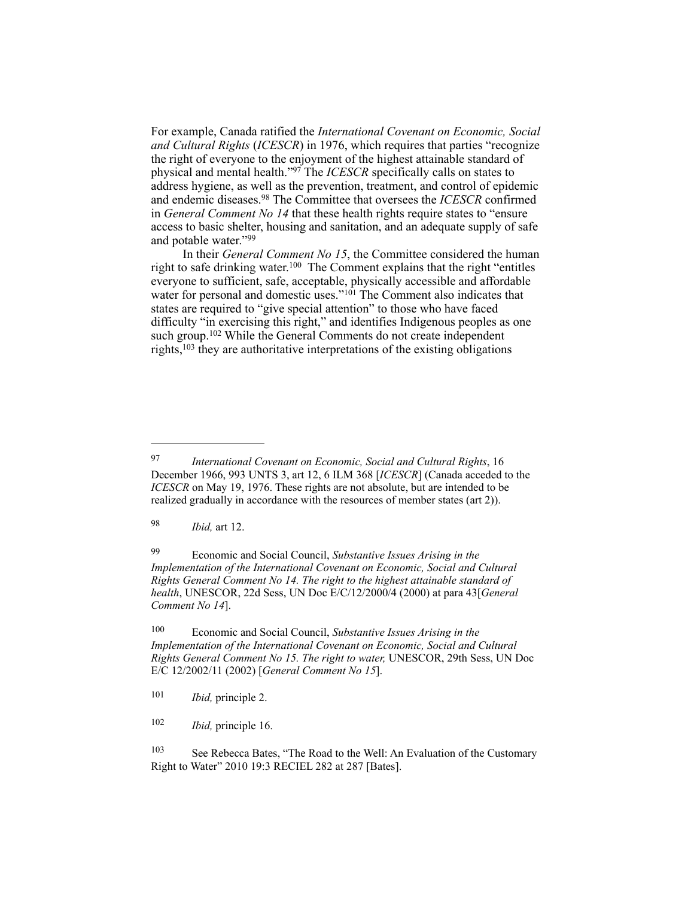For example, Canada ratified the *International Covenant on Economic, Social and Cultural Rights* (*ICESCR*) in 1976, which requires that parties "recognize the right of everyone to the enjoyment of the highest attainable standard of physical and mental health."[97] The *ICESCR* specifically calls on states to address hygiene, as well as the prevention, treatment, and control of epidemic and endemic diseases.[98] The Committee that oversees the *ICESCR* confirmed in *General Comment No 14* that these health rights require states to "ensure access to basic shelter, housing and sanitation, and an adequate supply of safe and potable water."[99]

In their *General Comment No 15*, the Committee considered the human right to safe drinking water.[100] The Comment explains that the right "entitles everyone to sufficient, safe, acceptable, physically accessible and affordable water for personal and domestic uses."[101] The Comment also indicates that states are required to "give special attention" to those who have faced difficulty "in exercising this right," and identifies Indigenous peoples as one such group.[102] While the General Comments do not create independent rights,[103] they are authoritative interpretations of the existing obligations

---

[97] *International Covenant on Economic, Social and Cultural Rights*, 16 December 1966, 993 UNTS 3, art 12, 6 ILM 368 [*ICESCR*] (Canada acceded to the *ICESCR* on May 19, 1976. These rights are not absolute, but are intended to be realized gradually in accordance with the resources of member states (art 2)).

[98] *Ibid,* art 12.

[99] Economic and Social Council, *Substantive Issues Arising in the Implementation of the International Covenant on Economic, Social and Cultural Rights General Comment No 14. The right to the highest attainable standard of health*, UNESCOR, 22d Sess, UN Doc E/C/12/2000/4 (2000) at para 43[*General Comment No 14*].

[100] Economic and Social Council, *Substantive Issues Arising in the Implementation of the International Covenant on Economic, Social and Cultural Rights General Comment No 15. The right to water,* UNESCOR, 29th Sess, UN Doc E/C 12/2002/11 (2002) [*General Comment No 15*].

[101] *Ibid,* principle 2.

[102] *Ibid,* principle 16.

[103] See Rebecca Bates, "The Road to the Well: An Evaluation of the Customary Right to Water" 2010 19:3 RECIEL 282 at 287 [Bates].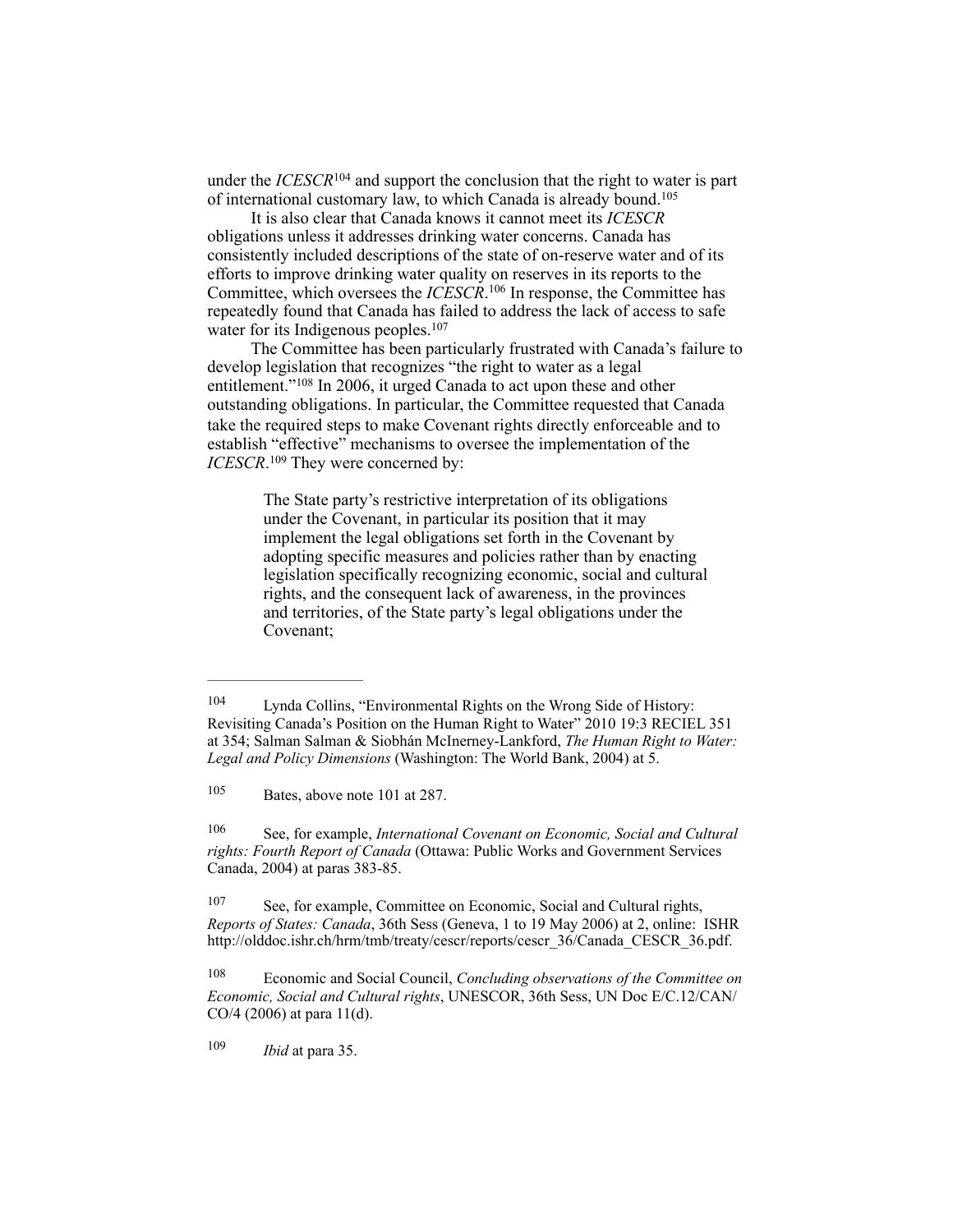under the *ICESCR*[104] and support the conclusion that the right to water is part of international customary law, to which Canada is already bound.[105]

It is also clear that Canada knows it cannot meet its *ICESCR* obligations unless it addresses drinking water concerns. Canada has consistently included descriptions of the state of on-reserve water and of its efforts to improve drinking water quality on reserves in its reports to the Committee, which oversees the *ICESCR*.[106] In response, the Committee has repeatedly found that Canada has failed to address the lack of access to safe water for its Indigenous peoples.[107]

The Committee has been particularly frustrated with Canada's failure to develop legislation that recognizes "the right to water as a legal entitlement."[108] In 2006, it urged Canada to act upon these and other outstanding obligations. In particular, the Committee requested that Canada take the required steps to make Covenant rights directly enforceable and to establish "effective" mechanisms to oversee the implementation of the *ICESCR*.[109] They were concerned by:

> The State party's restrictive interpretation of its obligations under the Covenant, in particular its position that it may implement the legal obligations set forth in the Covenant by adopting specific measures and policies rather than by enacting legislation specifically recognizing economic, social and cultural rights, and the consequent lack of awareness, in the provinces and territories, of the State party's legal obligations under the Covenant;

---

[104] Lynda Collins, "Environmental Rights on the Wrong Side of History: Revisiting Canada's Position on the Human Right to Water" 2010 19:3 RECIEL 351 at 354; Salman Salman & Siobhán McInerney-Lankford, *The Human Right to Water: Legal and Policy Dimensions* (Washington: The World Bank, 2004) at 5.

[105] Bates, above note 101 at 287.

[106] See, for example, *International Covenant on Economic, Social and Cultural rights: Fourth Report of Canada* (Ottawa: Public Works and Government Services Canada, 2004) at paras 383-85.

[107] See, for example, Committee on Economic, Social and Cultural rights, *Reports of States: Canada*, 36th Sess (Geneva, 1 to 19 May 2006) at 2, online: ISHR http://olddoc.ishr.ch/hrm/tmb/treaty/cescr/reports/cescr_36/Canada_CESCR_36.pdf.

[108] Economic and Social Council, *Concluding observations of the Committee on Economic, Social and Cultural rights*, UNESCOR, 36th Sess, UN Doc E/C.12/CAN/CO/4 (2006) at para 11(d).

[109] *Ibid* at para 35.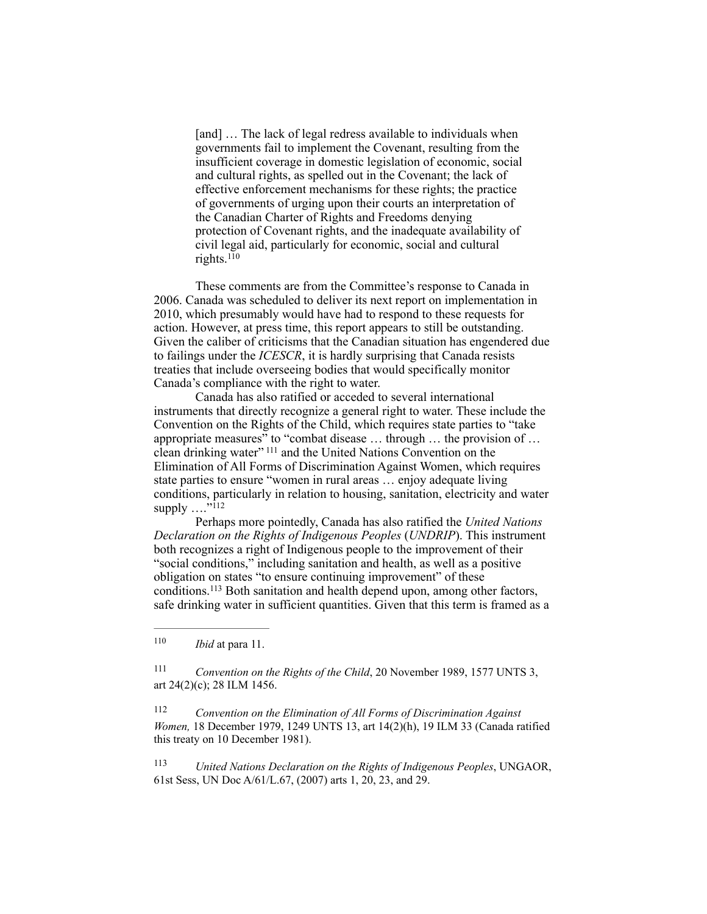> [and] … The lack of legal redress available to individuals when governments fail to implement the Covenant, resulting from the insufficient coverage in domestic legislation of economic, social and cultural rights, as spelled out in the Covenant; the lack of effective enforcement mechanisms for these rights; the practice of governments of urging upon their courts an interpretation of the Canadian Charter of Rights and Freedoms denying protection of Covenant rights, and the inadequate availability of civil legal aid, particularly for economic, social and cultural rights.[110]

These comments are from the Committee's response to Canada in 2006. Canada was scheduled to deliver its next report on implementation in 2010, which presumably would have had to respond to these requests for action. However, at press time, this report appears to still be outstanding. Given the caliber of criticisms that the Canadian situation has engendered due to failings under the *ICESCR*, it is hardly surprising that Canada resists treaties that include overseeing bodies that would specifically monitor Canada's compliance with the right to water.

Canada has also ratified or acceded to several international instruments that directly recognize a general right to water. These include the Convention on the Rights of the Child, which requires state parties to "take appropriate measures" to "combat disease … through … the provision of … clean drinking water"[111] and the United Nations Convention on the Elimination of All Forms of Discrimination Against Women, which requires state parties to ensure "women in rural areas … enjoy adequate living conditions, particularly in relation to housing, sanitation, electricity and water supply …."[112]

Perhaps more pointedly, Canada has also ratified the *United Nations Declaration on the Rights of Indigenous Peoples* (*UNDRIP*). This instrument both recognizes a right of Indigenous people to the improvement of their "social conditions," including sanitation and health, as well as a positive obligation on states "to ensure continuing improvement" of these conditions.[113] Both sanitation and health depend upon, among other factors, safe drinking water in sufficient quantities. Given that this term is framed as a

---

[110] *Ibid* at para 11.

[111] *Convention on the Rights of the Child*, 20 November 1989, 1577 UNTS 3, art 24(2)(c); 28 ILM 1456.

[112] *Convention on the Elimination of All Forms of Discrimination Against Women,* 18 December 1979, 1249 UNTS 13, art 14(2)(h), 19 ILM 33 (Canada ratified this treaty on 10 December 1981).

[113] *United Nations Declaration on the Rights of Indigenous Peoples*, UNGAOR, 61st Sess, UN Doc A/61/L.67, (2007) arts 1, 20, 23, and 29.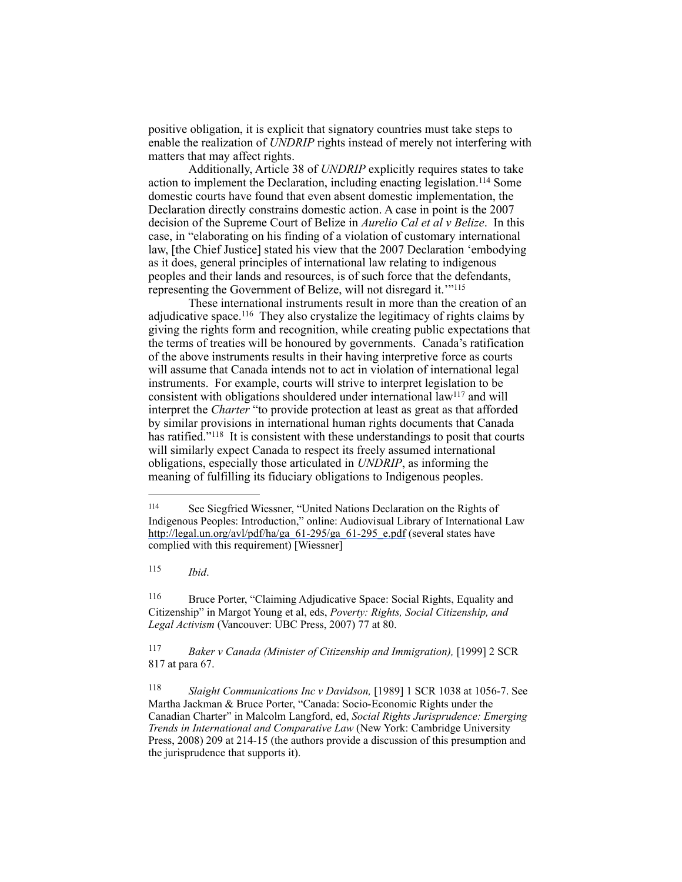positive obligation, it is explicit that signatory countries must take steps to enable the realization of *UNDRIP* rights instead of merely not interfering with matters that may affect rights.

Additionally, Article 38 of *UNDRIP* explicitly requires states to take action to implement the Declaration, including enacting legislation.[114] Some domestic courts have found that even absent domestic implementation, the Declaration directly constrains domestic action. A case in point is the 2007 decision of the Supreme Court of Belize in *Aurelio Cal et al v Belize*. In this case, in "elaborating on his finding of a violation of customary international law, [the Chief Justice] stated his view that the 2007 Declaration 'embodying as it does, general principles of international law relating to indigenous peoples and their lands and resources, is of such force that the defendants, representing the Government of Belize, will not disregard it.'"[115]

These international instruments result in more than the creation of an adjudicative space.[116] They also crystalize the legitimacy of rights claims by giving the rights form and recognition, while creating public expectations that the terms of treaties will be honoured by governments. Canada's ratification of the above instruments results in their having interpretive force as courts will assume that Canada intends not to act in violation of international legal instruments. For example, courts will strive to interpret legislation to be consistent with obligations shouldered under international law[117] and will interpret the *Charter* "to provide protection at least as great as that afforded by similar provisions in international human rights documents that Canada has ratified."[118] It is consistent with these understandings to posit that courts will similarly expect Canada to respect its freely assumed international obligations, especially those articulated in *UNDRIP*, as informing the meaning of fulfilling its fiduciary obligations to Indigenous peoples.

---

[114] See Siegfried Wiessner, "United Nations Declaration on the Rights of Indigenous Peoples: Introduction," online: Audiovisual Library of International Law http://legal.un.org/avl/pdf/ha/ga_61-295/ga_61-295_e.pdf (several states have complied with this requirement) [Wiessner]

[115] *Ibid*.

[116] Bruce Porter, "Claiming Adjudicative Space: Social Rights, Equality and Citizenship" in Margot Young et al, eds, *Poverty: Rights, Social Citizenship, and Legal Activism* (Vancouver: UBC Press, 2007) 77 at 80.

[117] *Baker v Canada (Minister of Citizenship and Immigration),* [1999] 2 SCR 817 at para 67.

[118] *Slaight Communications Inc v Davidson,* [1989] 1 SCR 1038 at 1056-7. See Martha Jackman & Bruce Porter, "Canada: Socio-Economic Rights under the Canadian Charter" in Malcolm Langford, ed, *Social Rights Jurisprudence: Emerging Trends in International and Comparative Law* (New York: Cambridge University Press, 2008) 209 at 214-15 (the authors provide a discussion of this presumption and the jurisprudence that supports it).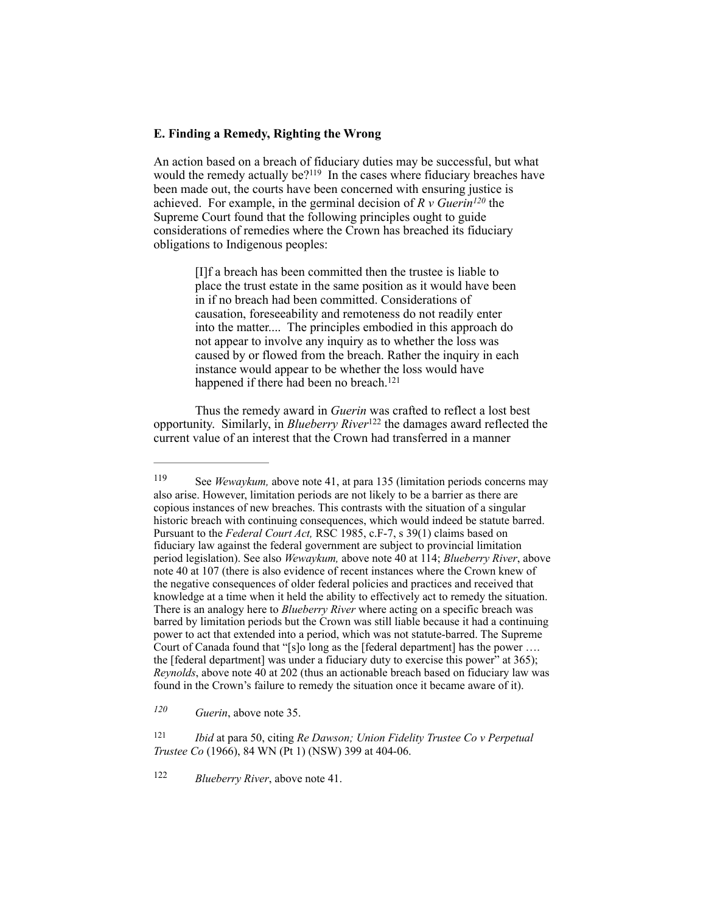### E. Finding a Remedy, Righting the Wrong

An action based on a breach of fiduciary duties may be successful, but what would the remedy actually be?[119] In the cases where fiduciary breaches have been made out, the courts have been concerned with ensuring justice is achieved. For example, in the germinal decision of *R v Guerin*[120] the Supreme Court found that the following principles ought to guide considerations of remedies where the Crown has breached its fiduciary obligations to Indigenous peoples:

> [I]f a breach has been committed then the trustee is liable to place the trust estate in the same position as it would have been in if no breach had been committed. Considerations of causation, foreseeability and remoteness do not readily enter into the matter.... The principles embodied in this approach do not appear to involve any inquiry as to whether the loss was caused by or flowed from the breach. Rather the inquiry in each instance would appear to be whether the loss would have happened if there had been no breach.[121]

Thus the remedy award in *Guerin* was crafted to reflect a lost best opportunity. Similarly, in *Blueberry River*[122] the damages award reflected the current value of an interest that the Crown had transferred in a manner

---

[119] See *Wewaykum,* above note 41, at para 135 (limitation periods concerns may also arise. However, limitation periods are not likely to be a barrier as there are copious instances of new breaches. This contrasts with the situation of a singular historic breach with continuing consequences, which would indeed be statute barred. Pursuant to the *Federal Court Act,* RSC 1985, c.F-7, s 39(1) claims based on fiduciary law against the federal government are subject to provincial limitation period legislation). See also *Wewaykum,* above note 40 at 114; *Blueberry River*, above note 40 at 107 (there is also evidence of recent instances where the Crown knew of the negative consequences of older federal policies and practices and received that knowledge at a time when it held the ability to effectively act to remedy the situation. There is an analogy here to *Blueberry River* where acting on a specific breach was barred by limitation periods but the Crown was still liable because it had a continuing power to act that extended into a period, which was not statute-barred. The Supreme Court of Canada found that "[s]o long as the [federal department] has the power …. the [federal department] was under a fiduciary duty to exercise this power" at 365); *Reynolds*, above note 40 at 202 (thus an actionable breach based on fiduciary law was found in the Crown's failure to remedy the situation once it became aware of it).

[120] *Guerin*, above note 35.

[121] *Ibid* at para 50, citing *Re Dawson; Union Fidelity Trustee Co v Perpetual Trustee Co* (1966), 84 WN (Pt 1) (NSW) 399 at 404-06.

[122] *Blueberry River*, above note 41.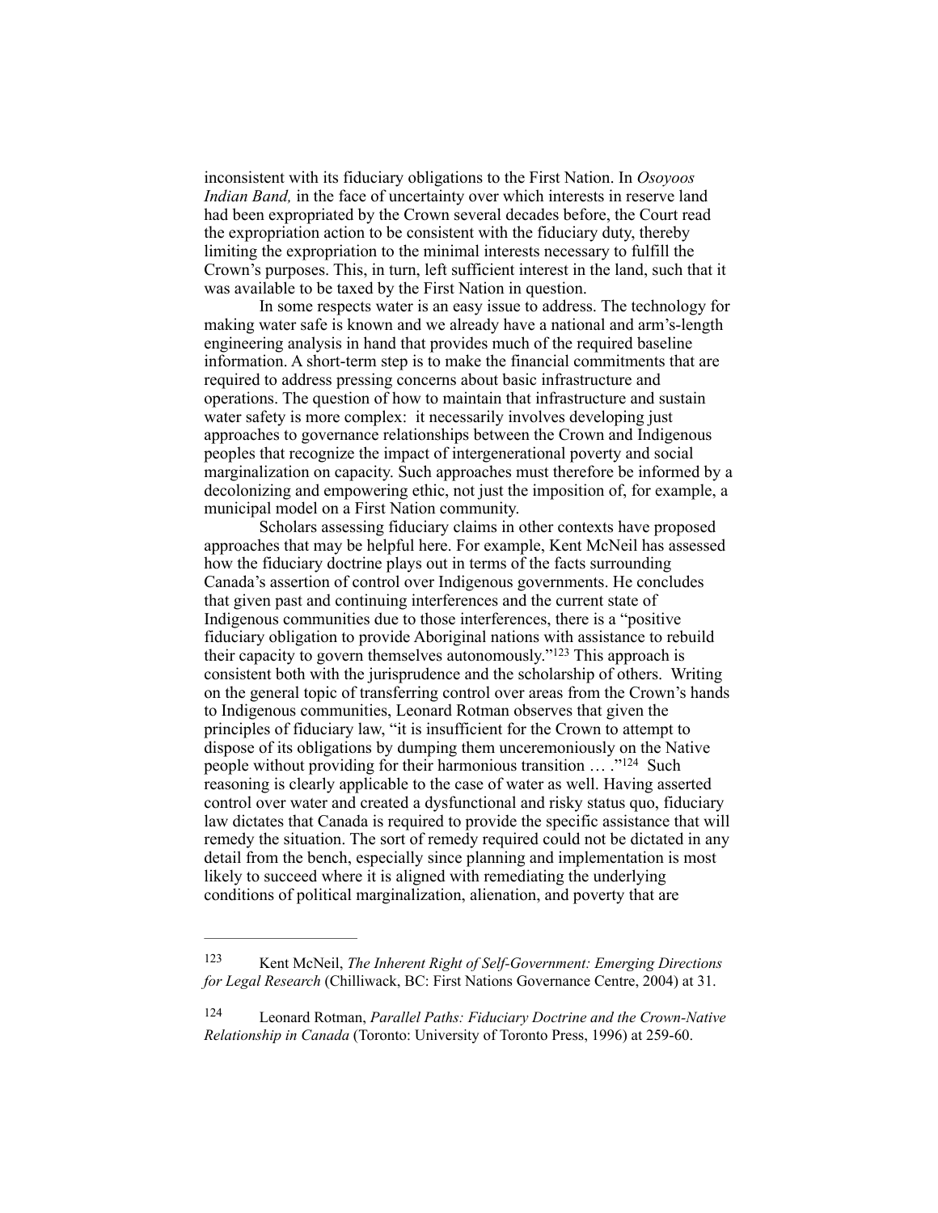inconsistent with its fiduciary obligations to the First Nation. In *Osoyoos Indian Band,* in the face of uncertainty over which interests in reserve land had been expropriated by the Crown several decades before, the Court read the expropriation action to be consistent with the fiduciary duty, thereby limiting the expropriation to the minimal interests necessary to fulfill the Crown's purposes. This, in turn, left sufficient interest in the land, such that it was available to be taxed by the First Nation in question.

In some respects water is an easy issue to address. The technology for making water safe is known and we already have a national and arm's-length engineering analysis in hand that provides much of the required baseline information. A short-term step is to make the financial commitments that are required to address pressing concerns about basic infrastructure and operations. The question of how to maintain that infrastructure and sustain water safety is more complex: it necessarily involves developing just approaches to governance relationships between the Crown and Indigenous peoples that recognize the impact of intergenerational poverty and social marginalization on capacity. Such approaches must therefore be informed by a decolonizing and empowering ethic, not just the imposition of, for example, a municipal model on a First Nation community.

Scholars assessing fiduciary claims in other contexts have proposed approaches that may be helpful here. For example, Kent McNeil has assessed how the fiduciary doctrine plays out in terms of the facts surrounding Canada's assertion of control over Indigenous governments. He concludes that given past and continuing interferences and the current state of Indigenous communities due to those interferences, there is a "positive fiduciary obligation to provide Aboriginal nations with assistance to rebuild their capacity to govern themselves autonomously."[123] This approach is consistent both with the jurisprudence and the scholarship of others. Writing on the general topic of transferring control over areas from the Crown's hands to Indigenous communities, Leonard Rotman observes that given the principles of fiduciary law, "it is insufficient for the Crown to attempt to dispose of its obligations by dumping them unceremoniously on the Native people without providing for their harmonious transition … ."[124] Such reasoning is clearly applicable to the case of water as well. Having asserted control over water and created a dysfunctional and risky status quo, fiduciary law dictates that Canada is required to provide the specific assistance that will remedy the situation. The sort of remedy required could not be dictated in any detail from the bench, especially since planning and implementation is most likely to succeed where it is aligned with remediating the underlying conditions of political marginalization, alienation, and poverty that are

---

[123] Kent McNeil, *The Inherent Right of Self-Government: Emerging Directions for Legal Research* (Chilliwack, BC: First Nations Governance Centre, 2004) at 31.

[124] Leonard Rotman, *Parallel Paths: Fiduciary Doctrine and the Crown-Native Relationship in Canada* (Toronto: University of Toronto Press, 1996) at 259-60.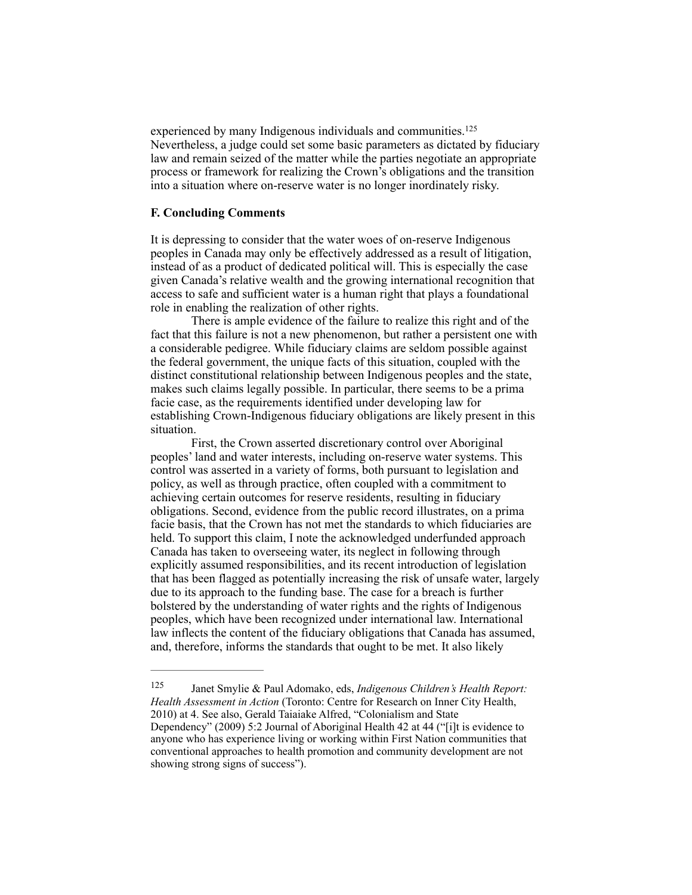experienced by many Indigenous individuals and communities.[125] Nevertheless, a judge could set some basic parameters as dictated by fiduciary law and remain seized of the matter while the parties negotiate an appropriate process or framework for realizing the Crown's obligations and the transition into a situation where on-reserve water is no longer inordinately risky.

### F. Concluding Comments

It is depressing to consider that the water woes of on-reserve Indigenous peoples in Canada may only be effectively addressed as a result of litigation, instead of as a product of dedicated political will. This is especially the case given Canada's relative wealth and the growing international recognition that access to safe and sufficient water is a human right that plays a foundational role in enabling the realization of other rights.

There is ample evidence of the failure to realize this right and of the fact that this failure is not a new phenomenon, but rather a persistent one with a considerable pedigree. While fiduciary claims are seldom possible against the federal government, the unique facts of this situation, coupled with the distinct constitutional relationship between Indigenous peoples and the state, makes such claims legally possible. In particular, there seems to be a prima facie case, as the requirements identified under developing law for establishing Crown-Indigenous fiduciary obligations are likely present in this situation.

First, the Crown asserted discretionary control over Aboriginal peoples' land and water interests, including on-reserve water systems. This control was asserted in a variety of forms, both pursuant to legislation and policy, as well as through practice, often coupled with a commitment to achieving certain outcomes for reserve residents, resulting in fiduciary obligations. Second, evidence from the public record illustrates, on a prima facie basis, that the Crown has not met the standards to which fiduciaries are held. To support this claim, I note the acknowledged underfunded approach Canada has taken to overseeing water, its neglect in following through explicitly assumed responsibilities, and its recent introduction of legislation that has been flagged as potentially increasing the risk of unsafe water, largely due to its approach to the funding base. The case for a breach is further bolstered by the understanding of water rights and the rights of Indigenous peoples, which have been recognized under international law. International law inflects the content of the fiduciary obligations that Canada has assumed, and, therefore, informs the standards that ought to be met. It also likely

---

[125] Janet Smylie & Paul Adomako, eds, *Indigenous Children's Health Report: Health Assessment in Action* (Toronto: Centre for Research on Inner City Health, 2010) at 4. See also, Gerald Taiaiake Alfred, "Colonialism and State Dependency" (2009) 5:2 Journal of Aboriginal Health 42 at 44 ("[i]t is evidence to anyone who has experience living or working within First Nation communities that conventional approaches to health promotion and community development are not showing strong signs of success").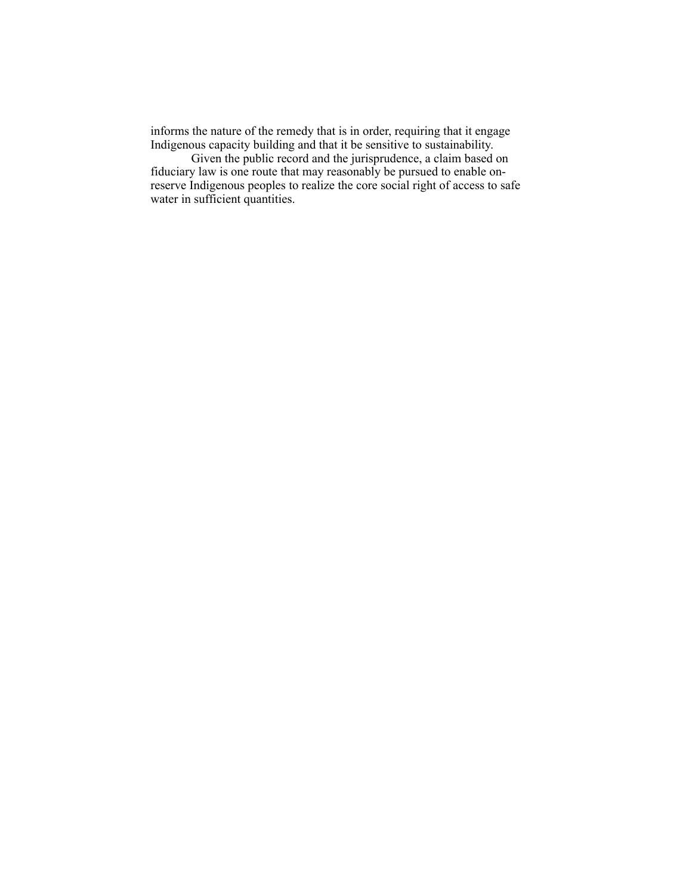informs the nature of the remedy that is in order, requiring that it engage Indigenous capacity building and that it be sensitive to sustainability.

Given the public record and the jurisprudence, a claim based on fiduciary law is one route that may reasonably be pursued to enable on-reserve Indigenous peoples to realize the core social right of access to safe water in sufficient quantities.